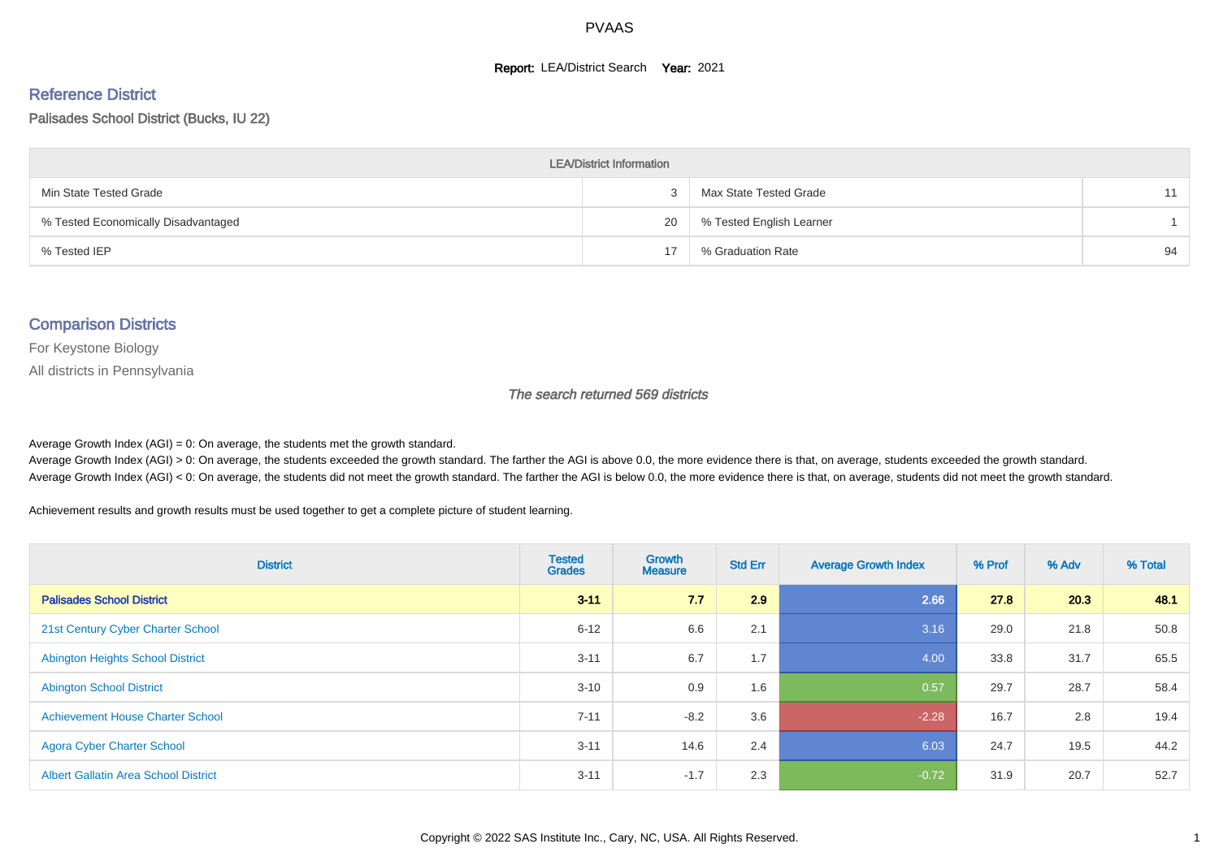# PVAAS

**Report:** LEA/District Search **Year:** 2021

## Reference District

Palisades School District (Bucks, IU 22)

| LEA/District Information | | | |
|---|---|---|---|
| Min State Tested Grade | 3 | Max State Tested Grade | 11 |
| % Tested Economically Disadvantaged | 20 | % Tested English Learner | 1 |
| % Tested IEP | 17 | % Graduation Rate | 94 |

## Comparison Districts

For Keystone Biology

All districts in Pennsylvania

*The search returned 569 districts*

Average Growth Index (AGI) = 0: On average, the students met the growth standard.

Average Growth Index (AGI) > 0: On average, the students exceeded the growth standard. The farther the AGI is above 0.0, the more evidence there is that, on average, students exceeded the growth standard.

Average Growth Index (AGI) < 0: On average, the students did not meet the growth standard. The farther the AGI is below 0.0, the more evidence there is that, on average, students did not meet the growth standard.

Achievement results and growth results must be used together to get a complete picture of student learning.

| District | Tested Grades | Growth Measure | Std Err | Average Growth Index | % Prof | % Adv | % Total |
|---|---|---|---|---|---|---|---|
| **Palisades School District** | **3-11** | **7.7** | **2.9** | **2.66** | **27.8** | **20.3** | **48.1** |
| 21st Century Cyber Charter School | 6-12 | 6.6 | 2.1 | 3.16 | 29.0 | 21.8 | 50.8 |
| Abington Heights School District | 3-11 | 6.7 | 1.7 | 4.00 | 33.8 | 31.7 | 65.5 |
| Abington School District | 3-10 | 0.9 | 1.6 | 0.57 | 29.7 | 28.7 | 58.4 |
| Achievement House Charter School | 7-11 | -8.2 | 3.6 | -2.28 | 16.7 | 2.8 | 19.4 |
| Agora Cyber Charter School | 3-11 | 14.6 | 2.4 | 6.03 | 24.7 | 19.5 | 44.2 |
| Albert Gallatin Area School District | 3-11 | -1.7 | 2.3 | -0.72 | 31.9 | 20.7 | 52.7 |

Copyright © 2022 SAS Institute Inc., Cary, NC, USA. All Rights Reserved.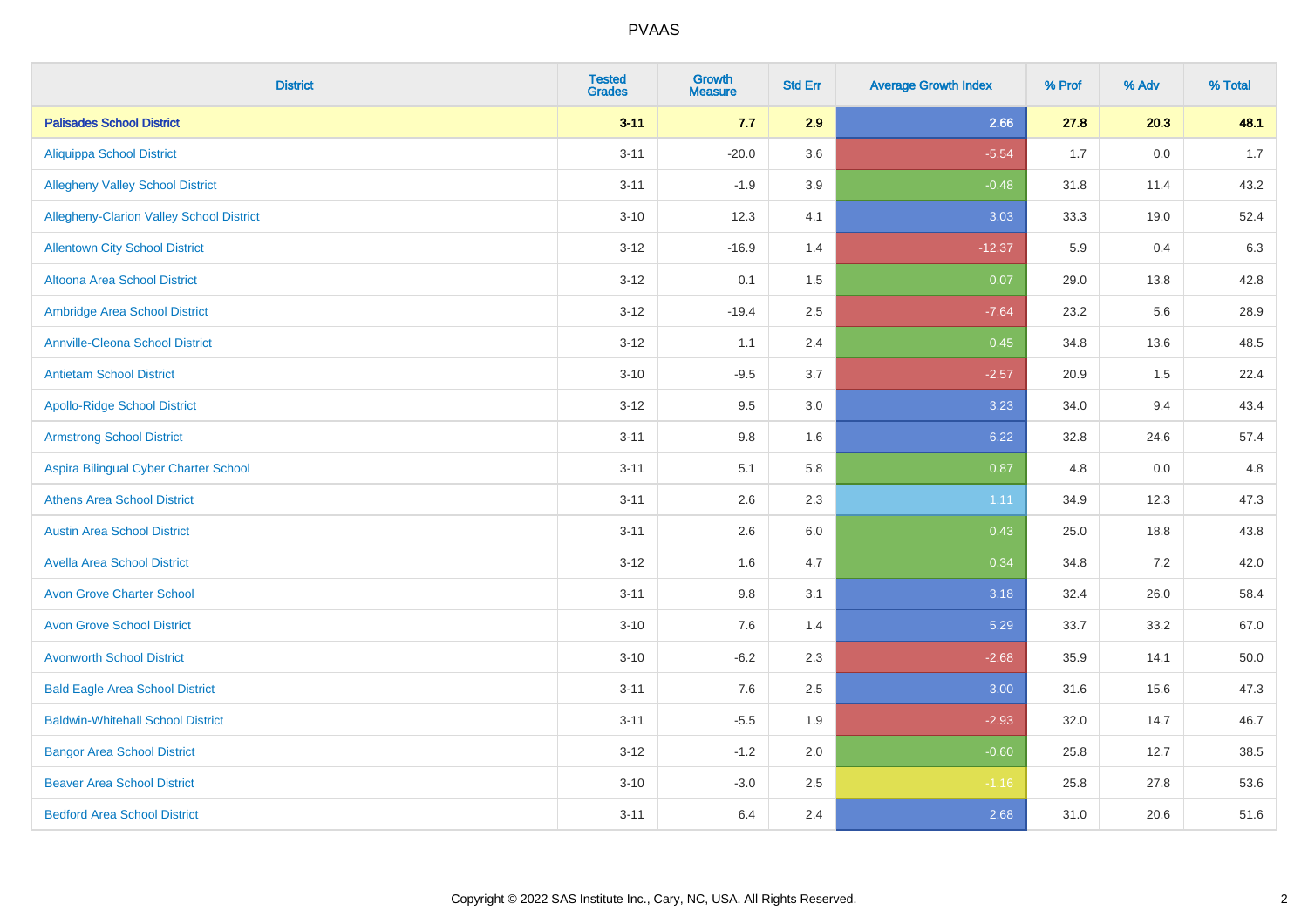# PVAAS

| District | Tested Grades | Growth Measure | Std Err | Average Growth Index | % Prof | % Adv | % Total |
|---|---|---|---|---|---|---|---|
| **Palisades School District** | **3-11** | **7.7** | **2.9** | **2.66** | **27.8** | **20.3** | **48.1** |
| Aliquippa School District | 3-11 | -20.0 | 3.6 | -5.54 | 1.7 | 0.0 | 1.7 |
| Allegheny Valley School District | 3-11 | -1.9 | 3.9 | -0.48 | 31.8 | 11.4 | 43.2 |
| Allegheny-Clarion Valley School District | 3-10 | 12.3 | 4.1 | 3.03 | 33.3 | 19.0 | 52.4 |
| Allentown City School District | 3-12 | -16.9 | 1.4 | -12.37 | 5.9 | 0.4 | 6.3 |
| Altoona Area School District | 3-12 | 0.1 | 1.5 | 0.07 | 29.0 | 13.8 | 42.8 |
| Ambridge Area School District | 3-12 | -19.4 | 2.5 | -7.64 | 23.2 | 5.6 | 28.9 |
| Annville-Cleona School District | 3-12 | 1.1 | 2.4 | 0.45 | 34.8 | 13.6 | 48.5 |
| Antietam School District | 3-10 | -9.5 | 3.7 | -2.57 | 20.9 | 1.5 | 22.4 |
| Apollo-Ridge School District | 3-12 | 9.5 | 3.0 | 3.23 | 34.0 | 9.4 | 43.4 |
| Armstrong School District | 3-11 | 9.8 | 1.6 | 6.22 | 32.8 | 24.6 | 57.4 |
| Aspira Bilingual Cyber Charter School | 3-11 | 5.1 | 5.8 | 0.87 | 4.8 | 0.0 | 4.8 |
| Athens Area School District | 3-11 | 2.6 | 2.3 | 1.11 | 34.9 | 12.3 | 47.3 |
| Austin Area School District | 3-11 | 2.6 | 6.0 | 0.43 | 25.0 | 18.8 | 43.8 |
| Avella Area School District | 3-12 | 1.6 | 4.7 | 0.34 | 34.8 | 7.2 | 42.0 |
| Avon Grove Charter School | 3-11 | 9.8 | 3.1 | 3.18 | 32.4 | 26.0 | 58.4 |
| Avon Grove School District | 3-10 | 7.6 | 1.4 | 5.29 | 33.7 | 33.2 | 67.0 |
| Avonworth School District | 3-10 | -6.2 | 2.3 | -2.68 | 35.9 | 14.1 | 50.0 |
| Bald Eagle Area School District | 3-11 | 7.6 | 2.5 | 3.00 | 31.6 | 15.6 | 47.3 |
| Baldwin-Whitehall School District | 3-11 | -5.5 | 1.9 | -2.93 | 32.0 | 14.7 | 46.7 |
| Bangor Area School District | 3-12 | -1.2 | 2.0 | -0.60 | 25.8 | 12.7 | 38.5 |
| Beaver Area School District | 3-10 | -3.0 | 2.5 | -1.16 | 25.8 | 27.8 | 53.6 |
| Bedford Area School District | 3-11 | 6.4 | 2.4 | 2.68 | 31.0 | 20.6 | 51.6 |

Copyright © 2022 SAS Institute Inc., Cary, NC, USA. All Rights Reserved.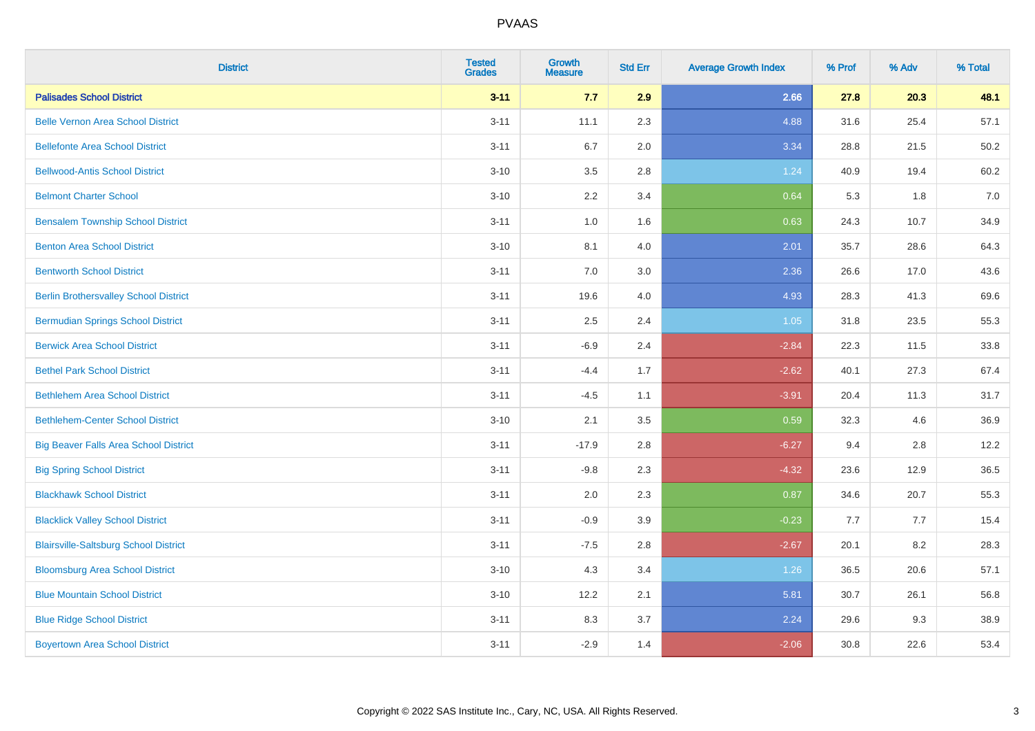# PVAAS

| District | Tested Grades | Growth Measure | Std Err | Average Growth Index | % Prof | % Adv | % Total |
|---|---|---|---|---|---|---|---|
| **Palisades School District** | **3-11** | **7.7** | **2.9** | **2.66** | **27.8** | **20.3** | **48.1** |
| Belle Vernon Area School District | 3-11 | 11.1 | 2.3 | 4.88 | 31.6 | 25.4 | 57.1 |
| Bellefonte Area School District | 3-11 | 6.7 | 2.0 | 3.34 | 28.8 | 21.5 | 50.2 |
| Bellwood-Antis School District | 3-10 | 3.5 | 2.8 | 1.24 | 40.9 | 19.4 | 60.2 |
| Belmont Charter School | 3-10 | 2.2 | 3.4 | 0.64 | 5.3 | 1.8 | 7.0 |
| Bensalem Township School District | 3-11 | 1.0 | 1.6 | 0.63 | 24.3 | 10.7 | 34.9 |
| Benton Area School District | 3-10 | 8.1 | 4.0 | 2.01 | 35.7 | 28.6 | 64.3 |
| Bentworth School District | 3-11 | 7.0 | 3.0 | 2.36 | 26.6 | 17.0 | 43.6 |
| Berlin Brothersvalley School District | 3-11 | 19.6 | 4.0 | 4.93 | 28.3 | 41.3 | 69.6 |
| Bermudian Springs School District | 3-11 | 2.5 | 2.4 | 1.05 | 31.8 | 23.5 | 55.3 |
| Berwick Area School District | 3-11 | -6.9 | 2.4 | -2.84 | 22.3 | 11.5 | 33.8 |
| Bethel Park School District | 3-11 | -4.4 | 1.7 | -2.62 | 40.1 | 27.3 | 67.4 |
| Bethlehem Area School District | 3-11 | -4.5 | 1.1 | -3.91 | 20.4 | 11.3 | 31.7 |
| Bethlehem-Center School District | 3-10 | 2.1 | 3.5 | 0.59 | 32.3 | 4.6 | 36.9 |
| Big Beaver Falls Area School District | 3-11 | -17.9 | 2.8 | -6.27 | 9.4 | 2.8 | 12.2 |
| Big Spring School District | 3-11 | -9.8 | 2.3 | -4.32 | 23.6 | 12.9 | 36.5 |
| Blackhawk School District | 3-11 | 2.0 | 2.3 | 0.87 | 34.6 | 20.7 | 55.3 |
| Blacklick Valley School District | 3-11 | -0.9 | 3.9 | -0.23 | 7.7 | 7.7 | 15.4 |
| Blairsville-Saltsburg School District | 3-11 | -7.5 | 2.8 | -2.67 | 20.1 | 8.2 | 28.3 |
| Bloomsburg Area School District | 3-10 | 4.3 | 3.4 | 1.26 | 36.5 | 20.6 | 57.1 |
| Blue Mountain School District | 3-10 | 12.2 | 2.1 | 5.81 | 30.7 | 26.1 | 56.8 |
| Blue Ridge School District | 3-11 | 8.3 | 3.7 | 2.24 | 29.6 | 9.3 | 38.9 |
| Boyertown Area School District | 3-11 | -2.9 | 1.4 | -2.06 | 30.8 | 22.6 | 53.4 |

Copyright © 2022 SAS Institute Inc., Cary, NC, USA. All Rights Reserved.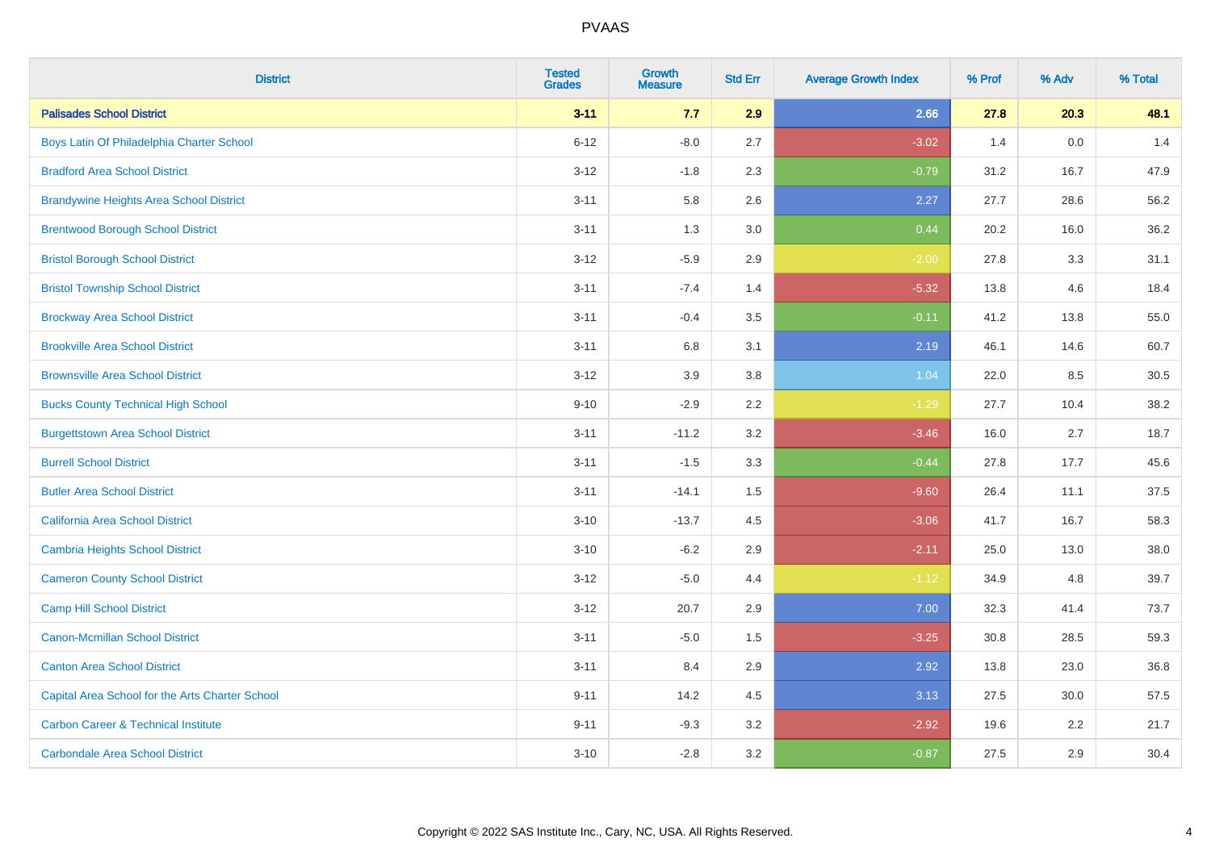# PVAAS

| District | Tested Grades | Growth Measure | Std Err | Average Growth Index | % Prof | % Adv | % Total |
|---|---|---|---|---|---|---|---|
| **Palisades School District** | **3-11** | **7.7** | **2.9** | **2.66** | **27.8** | **20.3** | **48.1** |
| Boys Latin Of Philadelphia Charter School | 6-12 | -8.0 | 2.7 | -3.02 | 1.4 | 0.0 | 1.4 |
| Bradford Area School District | 3-12 | -1.8 | 2.3 | -0.79 | 31.2 | 16.7 | 47.9 |
| Brandywine Heights Area School District | 3-11 | 5.8 | 2.6 | 2.27 | 27.7 | 28.6 | 56.2 |
| Brentwood Borough School District | 3-11 | 1.3 | 3.0 | 0.44 | 20.2 | 16.0 | 36.2 |
| Bristol Borough School District | 3-12 | -5.9 | 2.9 | -2.00 | 27.8 | 3.3 | 31.1 |
| Bristol Township School District | 3-11 | -7.4 | 1.4 | -5.32 | 13.8 | 4.6 | 18.4 |
| Brockway Area School District | 3-11 | -0.4 | 3.5 | -0.11 | 41.2 | 13.8 | 55.0 |
| Brookville Area School District | 3-11 | 6.8 | 3.1 | 2.19 | 46.1 | 14.6 | 60.7 |
| Brownsville Area School District | 3-12 | 3.9 | 3.8 | 1.04 | 22.0 | 8.5 | 30.5 |
| Bucks County Technical High School | 9-10 | -2.9 | 2.2 | -1.29 | 27.7 | 10.4 | 38.2 |
| Burgettstown Area School District | 3-11 | -11.2 | 3.2 | -3.46 | 16.0 | 2.7 | 18.7 |
| Burrell School District | 3-11 | -1.5 | 3.3 | -0.44 | 27.8 | 17.7 | 45.6 |
| Butler Area School District | 3-11 | -14.1 | 1.5 | -9.60 | 26.4 | 11.1 | 37.5 |
| California Area School District | 3-10 | -13.7 | 4.5 | -3.06 | 41.7 | 16.7 | 58.3 |
| Cambria Heights School District | 3-10 | -6.2 | 2.9 | -2.11 | 25.0 | 13.0 | 38.0 |
| Cameron County School District | 3-12 | -5.0 | 4.4 | -1.12 | 34.9 | 4.8 | 39.7 |
| Camp Hill School District | 3-12 | 20.7 | 2.9 | 7.00 | 32.3 | 41.4 | 73.7 |
| Canon-Mcmillan School District | 3-11 | -5.0 | 1.5 | -3.25 | 30.8 | 28.5 | 59.3 |
| Canton Area School District | 3-11 | 8.4 | 2.9 | 2.92 | 13.8 | 23.0 | 36.8 |
| Capital Area School for the Arts Charter School | 9-11 | 14.2 | 4.5 | 3.13 | 27.5 | 30.0 | 57.5 |
| Carbon Career & Technical Institute | 9-11 | -9.3 | 3.2 | -2.92 | 19.6 | 2.2 | 21.7 |
| Carbondale Area School District | 3-10 | -2.8 | 3.2 | -0.87 | 27.5 | 2.9 | 30.4 |

Copyright © 2022 SAS Institute Inc., Cary, NC, USA. All Rights Reserved.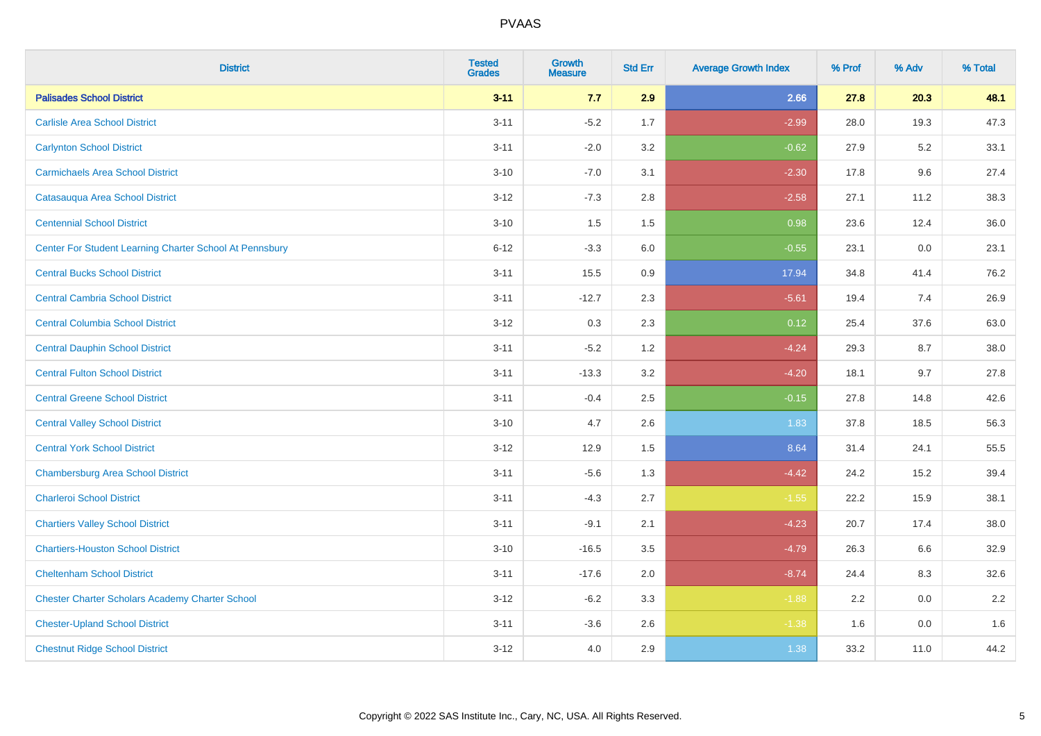# PVAAS

| District | Tested Grades | Growth Measure | Std Err | Average Growth Index | % Prof | % Adv | % Total |
|---|---|---|---|---|---|---|---|
| **Palisades School District** | **3-11** | **7.7** | **2.9** | **2.66** | **27.8** | **20.3** | **48.1** |
| Carlisle Area School District | 3-11 | -5.2 | 1.7 | -2.99 | 28.0 | 19.3 | 47.3 |
| Carlynton School District | 3-11 | -2.0 | 3.2 | -0.62 | 27.9 | 5.2 | 33.1 |
| Carmichaels Area School District | 3-10 | -7.0 | 3.1 | -2.30 | 17.8 | 9.6 | 27.4 |
| Catasauqua Area School District | 3-12 | -7.3 | 2.8 | -2.58 | 27.1 | 11.2 | 38.3 |
| Centennial School District | 3-10 | 1.5 | 1.5 | 0.98 | 23.6 | 12.4 | 36.0 |
| Center For Student Learning Charter School At Pennsbury | 6-12 | -3.3 | 6.0 | -0.55 | 23.1 | 0.0 | 23.1 |
| Central Bucks School District | 3-11 | 15.5 | 0.9 | 17.94 | 34.8 | 41.4 | 76.2 |
| Central Cambria School District | 3-11 | -12.7 | 2.3 | -5.61 | 19.4 | 7.4 | 26.9 |
| Central Columbia School District | 3-12 | 0.3 | 2.3 | 0.12 | 25.4 | 37.6 | 63.0 |
| Central Dauphin School District | 3-11 | -5.2 | 1.2 | -4.24 | 29.3 | 8.7 | 38.0 |
| Central Fulton School District | 3-11 | -13.3 | 3.2 | -4.20 | 18.1 | 9.7 | 27.8 |
| Central Greene School District | 3-11 | -0.4 | 2.5 | -0.15 | 27.8 | 14.8 | 42.6 |
| Central Valley School District | 3-10 | 4.7 | 2.6 | 1.83 | 37.8 | 18.5 | 56.3 |
| Central York School District | 3-12 | 12.9 | 1.5 | 8.64 | 31.4 | 24.1 | 55.5 |
| Chambersburg Area School District | 3-11 | -5.6 | 1.3 | -4.42 | 24.2 | 15.2 | 39.4 |
| Charleroi School District | 3-11 | -4.3 | 2.7 | -1.55 | 22.2 | 15.9 | 38.1 |
| Chartiers Valley School District | 3-11 | -9.1 | 2.1 | -4.23 | 20.7 | 17.4 | 38.0 |
| Chartiers-Houston School District | 3-10 | -16.5 | 3.5 | -4.79 | 26.3 | 6.6 | 32.9 |
| Cheltenham School District | 3-11 | -17.6 | 2.0 | -8.74 | 24.4 | 8.3 | 32.6 |
| Chester Charter Scholars Academy Charter School | 3-12 | -6.2 | 3.3 | -1.88 | 2.2 | 0.0 | 2.2 |
| Chester-Upland School District | 3-11 | -3.6 | 2.6 | -1.38 | 1.6 | 0.0 | 1.6 |
| Chestnut Ridge School District | 3-12 | 4.0 | 2.9 | 1.38 | 33.2 | 11.0 | 44.2 |

Copyright © 2022 SAS Institute Inc., Cary, NC, USA. All Rights Reserved.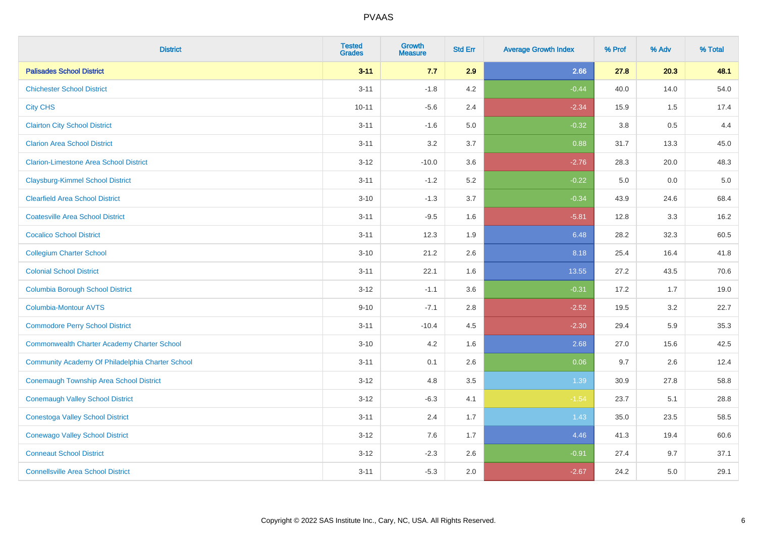# PVAAS

| District | Tested Grades | Growth Measure | Std Err | Average Growth Index | % Prof | % Adv | % Total |
|---|---|---|---|---|---|---|---|
| **Palisades School District** | **3-11** | **7.7** | **2.9** | **2.66** | **27.8** | **20.3** | **48.1** |
| Chichester School District | 3-11 | -1.8 | 4.2 | -0.44 | 40.0 | 14.0 | 54.0 |
| City CHS | 10-11 | -5.6 | 2.4 | -2.34 | 15.9 | 1.5 | 17.4 |
| Clairton City School District | 3-11 | -1.6 | 5.0 | -0.32 | 3.8 | 0.5 | 4.4 |
| Clarion Area School District | 3-11 | 3.2 | 3.7 | 0.88 | 31.7 | 13.3 | 45.0 |
| Clarion-Limestone Area School District | 3-12 | -10.0 | 3.6 | -2.76 | 28.3 | 20.0 | 48.3 |
| Claysburg-Kimmel School District | 3-11 | -1.2 | 5.2 | -0.22 | 5.0 | 0.0 | 5.0 |
| Clearfield Area School District | 3-10 | -1.3 | 3.7 | -0.34 | 43.9 | 24.6 | 68.4 |
| Coatesville Area School District | 3-11 | -9.5 | 1.6 | -5.81 | 12.8 | 3.3 | 16.2 |
| Cocalico School District | 3-11 | 12.3 | 1.9 | 6.48 | 28.2 | 32.3 | 60.5 |
| Collegium Charter School | 3-10 | 21.2 | 2.6 | 8.18 | 25.4 | 16.4 | 41.8 |
| Colonial School District | 3-11 | 22.1 | 1.6 | 13.55 | 27.2 | 43.5 | 70.6 |
| Columbia Borough School District | 3-12 | -1.1 | 3.6 | -0.31 | 17.2 | 1.7 | 19.0 |
| Columbia-Montour AVTS | 9-10 | -7.1 | 2.8 | -2.52 | 19.5 | 3.2 | 22.7 |
| Commodore Perry School District | 3-11 | -10.4 | 4.5 | -2.30 | 29.4 | 5.9 | 35.3 |
| Commonwealth Charter Academy Charter School | 3-10 | 4.2 | 1.6 | 2.68 | 27.0 | 15.6 | 42.5 |
| Community Academy Of Philadelphia Charter School | 3-11 | 0.1 | 2.6 | 0.06 | 9.7 | 2.6 | 12.4 |
| Conemaugh Township Area School District | 3-12 | 4.8 | 3.5 | 1.39 | 30.9 | 27.8 | 58.8 |
| Conemaugh Valley School District | 3-12 | -6.3 | 4.1 | -1.54 | 23.7 | 5.1 | 28.8 |
| Conestoga Valley School District | 3-11 | 2.4 | 1.7 | 1.43 | 35.0 | 23.5 | 58.5 |
| Conewago Valley School District | 3-12 | 7.6 | 1.7 | 4.46 | 41.3 | 19.4 | 60.6 |
| Conneaut School District | 3-12 | -2.3 | 2.6 | -0.91 | 27.4 | 9.7 | 37.1 |
| Connellsville Area School District | 3-11 | -5.3 | 2.0 | -2.67 | 24.2 | 5.0 | 29.1 |

Copyright © 2022 SAS Institute Inc., Cary, NC, USA. All Rights Reserved.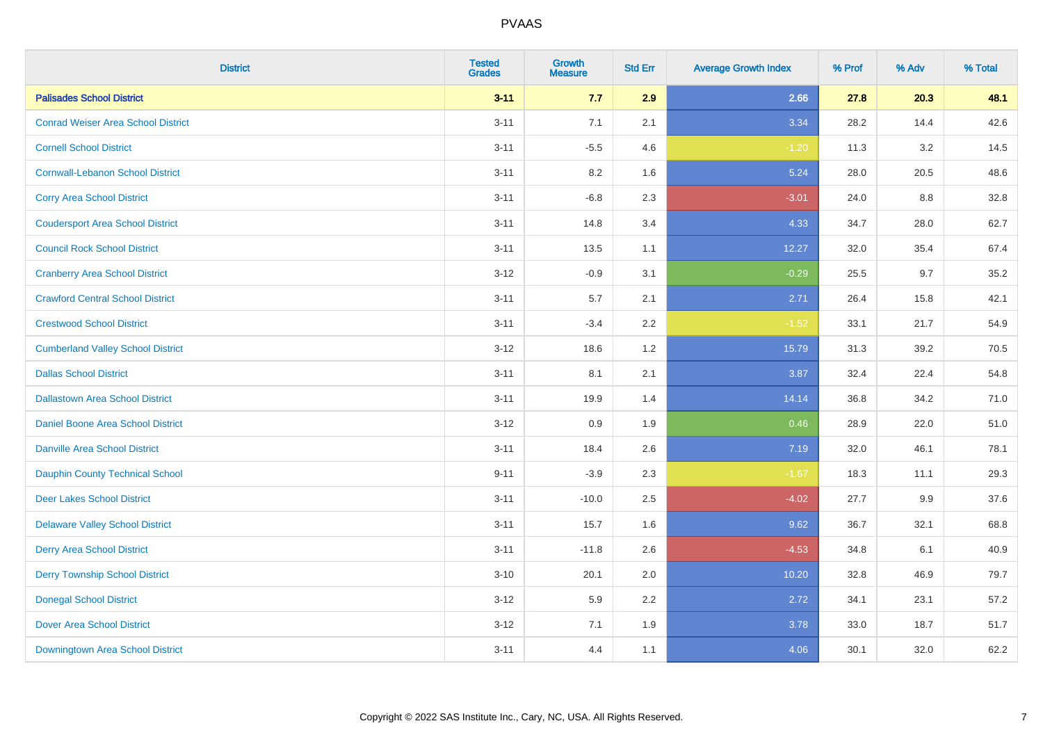# PVAAS

| District | Tested Grades | Growth Measure | Std Err | Average Growth Index | % Prof | % Adv | % Total |
|---|---|---|---|---|---|---|---|
| **Palisades School District** | **3-11** | **7.7** | **2.9** | **2.66** | **27.8** | **20.3** | **48.1** |
| Conrad Weiser Area School District | 3-11 | 7.1 | 2.1 | 3.34 | 28.2 | 14.4 | 42.6 |
| Cornell School District | 3-11 | -5.5 | 4.6 | -1.20 | 11.3 | 3.2 | 14.5 |
| Cornwall-Lebanon School District | 3-11 | 8.2 | 1.6 | 5.24 | 28.0 | 20.5 | 48.6 |
| Corry Area School District | 3-11 | -6.8 | 2.3 | -3.01 | 24.0 | 8.8 | 32.8 |
| Coudersport Area School District | 3-11 | 14.8 | 3.4 | 4.33 | 34.7 | 28.0 | 62.7 |
| Council Rock School District | 3-11 | 13.5 | 1.1 | 12.27 | 32.0 | 35.4 | 67.4 |
| Cranberry Area School District | 3-12 | -0.9 | 3.1 | -0.29 | 25.5 | 9.7 | 35.2 |
| Crawford Central School District | 3-11 | 5.7 | 2.1 | 2.71 | 26.4 | 15.8 | 42.1 |
| Crestwood School District | 3-11 | -3.4 | 2.2 | -1.52 | 33.1 | 21.7 | 54.9 |
| Cumberland Valley School District | 3-12 | 18.6 | 1.2 | 15.79 | 31.3 | 39.2 | 70.5 |
| Dallas School District | 3-11 | 8.1 | 2.1 | 3.87 | 32.4 | 22.4 | 54.8 |
| Dallastown Area School District | 3-11 | 19.9 | 1.4 | 14.14 | 36.8 | 34.2 | 71.0 |
| Daniel Boone Area School District | 3-12 | 0.9 | 1.9 | 0.46 | 28.9 | 22.0 | 51.0 |
| Danville Area School District | 3-11 | 18.4 | 2.6 | 7.19 | 32.0 | 46.1 | 78.1 |
| Dauphin County Technical School | 9-11 | -3.9 | 2.3 | -1.67 | 18.3 | 11.1 | 29.3 |
| Deer Lakes School District | 3-11 | -10.0 | 2.5 | -4.02 | 27.7 | 9.9 | 37.6 |
| Delaware Valley School District | 3-11 | 15.7 | 1.6 | 9.62 | 36.7 | 32.1 | 68.8 |
| Derry Area School District | 3-11 | -11.8 | 2.6 | -4.53 | 34.8 | 6.1 | 40.9 |
| Derry Township School District | 3-10 | 20.1 | 2.0 | 10.20 | 32.8 | 46.9 | 79.7 |
| Donegal School District | 3-12 | 5.9 | 2.2 | 2.72 | 34.1 | 23.1 | 57.2 |
| Dover Area School District | 3-12 | 7.1 | 1.9 | 3.78 | 33.0 | 18.7 | 51.7 |
| Downingtown Area School District | 3-11 | 4.4 | 1.1 | 4.06 | 30.1 | 32.0 | 62.2 |

Copyright © 2022 SAS Institute Inc., Cary, NC, USA. All Rights Reserved.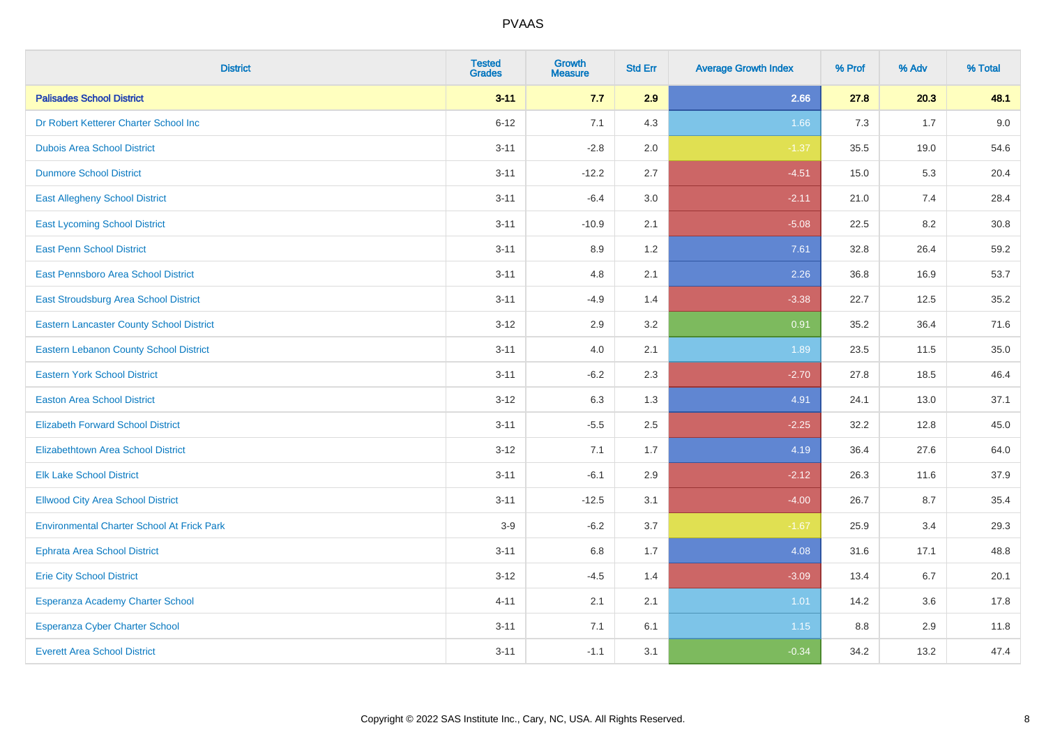| District | Tested Grades | Growth Measure | Std Err | Average Growth Index | % Prof | % Adv | % Total |
|---|---|---|---|---|---|---|---|
| **Palisades School District** | **3-11** | **7.7** | **2.9** | **2.66** | **27.8** | **20.3** | **48.1** |
| Dr Robert Ketterer Charter School Inc | 6-12 | 7.1 | 4.3 | 1.66 | 7.3 | 1.7 | 9.0 |
| Dubois Area School District | 3-11 | -2.8 | 2.0 | -1.37 | 35.5 | 19.0 | 54.6 |
| Dunmore School District | 3-11 | -12.2 | 2.7 | -4.51 | 15.0 | 5.3 | 20.4 |
| East Allegheny School District | 3-11 | -6.4 | 3.0 | -2.11 | 21.0 | 7.4 | 28.4 |
| East Lycoming School District | 3-11 | -10.9 | 2.1 | -5.08 | 22.5 | 8.2 | 30.8 |
| East Penn School District | 3-11 | 8.9 | 1.2 | 7.61 | 32.8 | 26.4 | 59.2 |
| East Pennsboro Area School District | 3-11 | 4.8 | 2.1 | 2.26 | 36.8 | 16.9 | 53.7 |
| East Stroudsburg Area School District | 3-11 | -4.9 | 1.4 | -3.38 | 22.7 | 12.5 | 35.2 |
| Eastern Lancaster County School District | 3-12 | 2.9 | 3.2 | 0.91 | 35.2 | 36.4 | 71.6 |
| Eastern Lebanon County School District | 3-11 | 4.0 | 2.1 | 1.89 | 23.5 | 11.5 | 35.0 |
| Eastern York School District | 3-11 | -6.2 | 2.3 | -2.70 | 27.8 | 18.5 | 46.4 |
| Easton Area School District | 3-12 | 6.3 | 1.3 | 4.91 | 24.1 | 13.0 | 37.1 |
| Elizabeth Forward School District | 3-11 | -5.5 | 2.5 | -2.25 | 32.2 | 12.8 | 45.0 |
| Elizabethtown Area School District | 3-12 | 7.1 | 1.7 | 4.19 | 36.4 | 27.6 | 64.0 |
| Elk Lake School District | 3-11 | -6.1 | 2.9 | -2.12 | 26.3 | 11.6 | 37.9 |
| Ellwood City Area School District | 3-11 | -12.5 | 3.1 | -4.00 | 26.7 | 8.7 | 35.4 |
| Environmental Charter School At Frick Park | 3-9 | -6.2 | 3.7 | -1.67 | 25.9 | 3.4 | 29.3 |
| Ephrata Area School District | 3-11 | 6.8 | 1.7 | 4.08 | 31.6 | 17.1 | 48.8 |
| Erie City School District | 3-12 | -4.5 | 1.4 | -3.09 | 13.4 | 6.7 | 20.1 |
| Esperanza Academy Charter School | 4-11 | 2.1 | 2.1 | 1.01 | 14.2 | 3.6 | 17.8 |
| Esperanza Cyber Charter School | 3-11 | 7.1 | 6.1 | 1.15 | 8.8 | 2.9 | 11.8 |
| Everett Area School District | 3-11 | -1.1 | 3.1 | -0.34 | 34.2 | 13.2 | 47.4 |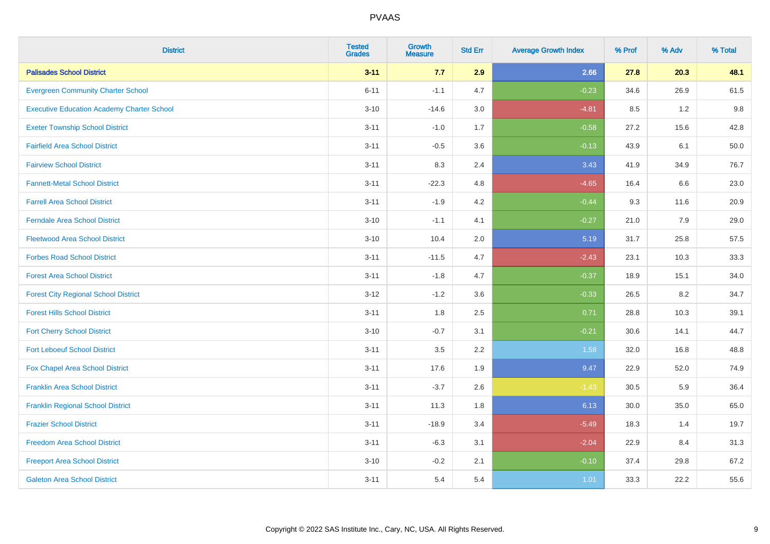| District | Tested Grades | Growth Measure | Std Err | Average Growth Index | % Prof | % Adv | % Total |
|---|---|---|---|---|---|---|---|
| **Palisades School District** | **3-11** | **7.7** | **2.9** | **2.66** | **27.8** | **20.3** | **48.1** |
| Evergreen Community Charter School | 6-11 | -1.1 | 4.7 | -0.23 | 34.6 | 26.9 | 61.5 |
| Executive Education Academy Charter School | 3-10 | -14.6 | 3.0 | -4.81 | 8.5 | 1.2 | 9.8 |
| Exeter Township School District | 3-11 | -1.0 | 1.7 | -0.58 | 27.2 | 15.6 | 42.8 |
| Fairfield Area School District | 3-11 | -0.5 | 3.6 | -0.13 | 43.9 | 6.1 | 50.0 |
| Fairview School District | 3-11 | 8.3 | 2.4 | 3.43 | 41.9 | 34.9 | 76.7 |
| Fannett-Metal School District | 3-11 | -22.3 | 4.8 | -4.65 | 16.4 | 6.6 | 23.0 |
| Farrell Area School District | 3-11 | -1.9 | 4.2 | -0.44 | 9.3 | 11.6 | 20.9 |
| Ferndale Area School District | 3-10 | -1.1 | 4.1 | -0.27 | 21.0 | 7.9 | 29.0 |
| Fleetwood Area School District | 3-10 | 10.4 | 2.0 | 5.19 | 31.7 | 25.8 | 57.5 |
| Forbes Road School District | 3-11 | -11.5 | 4.7 | -2.43 | 23.1 | 10.3 | 33.3 |
| Forest Area School District | 3-11 | -1.8 | 4.7 | -0.37 | 18.9 | 15.1 | 34.0 |
| Forest City Regional School District | 3-12 | -1.2 | 3.6 | -0.33 | 26.5 | 8.2 | 34.7 |
| Forest Hills School District | 3-11 | 1.8 | 2.5 | 0.71 | 28.8 | 10.3 | 39.1 |
| Fort Cherry School District | 3-10 | -0.7 | 3.1 | -0.21 | 30.6 | 14.1 | 44.7 |
| Fort Leboeuf School District | 3-11 | 3.5 | 2.2 | 1.58 | 32.0 | 16.8 | 48.8 |
| Fox Chapel Area School District | 3-11 | 17.6 | 1.9 | 9.47 | 22.9 | 52.0 | 74.9 |
| Franklin Area School District | 3-11 | -3.7 | 2.6 | -1.43 | 30.5 | 5.9 | 36.4 |
| Franklin Regional School District | 3-11 | 11.3 | 1.8 | 6.13 | 30.0 | 35.0 | 65.0 |
| Frazier School District | 3-11 | -18.9 | 3.4 | -5.49 | 18.3 | 1.4 | 19.7 |
| Freedom Area School District | 3-11 | -6.3 | 3.1 | -2.04 | 22.9 | 8.4 | 31.3 |
| Freeport Area School District | 3-10 | -0.2 | 2.1 | -0.10 | 37.4 | 29.8 | 67.2 |
| Galeton Area School District | 3-11 | 5.4 | 5.4 | 1.01 | 33.3 | 22.2 | 55.6 |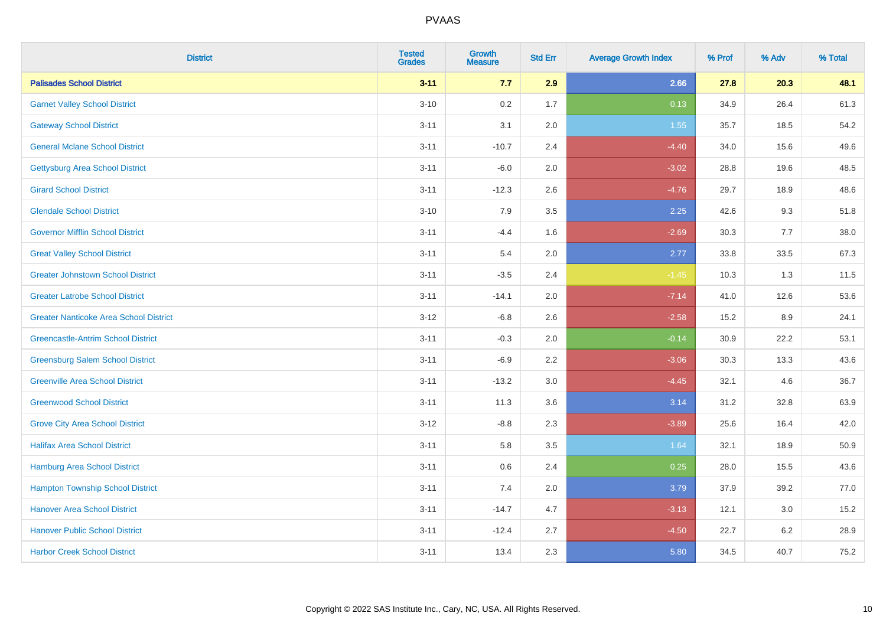| District | Tested Grades | Growth Measure | Std Err | Average Growth Index | % Prof | % Adv | % Total |
|---|---|---|---|---|---|---|---|
| **Palisades School District** | **3-11** | **7.7** | **2.9** | **2.66** | **27.8** | **20.3** | **48.1** |
| Garnet Valley School District | 3-10 | 0.2 | 1.7 | 0.13 | 34.9 | 26.4 | 61.3 |
| Gateway School District | 3-11 | 3.1 | 2.0 | 1.55 | 35.7 | 18.5 | 54.2 |
| General Mclane School District | 3-11 | -10.7 | 2.4 | -4.40 | 34.0 | 15.6 | 49.6 |
| Gettysburg Area School District | 3-11 | -6.0 | 2.0 | -3.02 | 28.8 | 19.6 | 48.5 |
| Girard School District | 3-11 | -12.3 | 2.6 | -4.76 | 29.7 | 18.9 | 48.6 |
| Glendale School District | 3-10 | 7.9 | 3.5 | 2.25 | 42.6 | 9.3 | 51.8 |
| Governor Mifflin School District | 3-11 | -4.4 | 1.6 | -2.69 | 30.3 | 7.7 | 38.0 |
| Great Valley School District | 3-11 | 5.4 | 2.0 | 2.77 | 33.8 | 33.5 | 67.3 |
| Greater Johnstown School District | 3-11 | -3.5 | 2.4 | -1.45 | 10.3 | 1.3 | 11.5 |
| Greater Latrobe School District | 3-11 | -14.1 | 2.0 | -7.14 | 41.0 | 12.6 | 53.6 |
| Greater Nanticoke Area School District | 3-12 | -6.8 | 2.6 | -2.58 | 15.2 | 8.9 | 24.1 |
| Greencastle-Antrim School District | 3-11 | -0.3 | 2.0 | -0.14 | 30.9 | 22.2 | 53.1 |
| Greensburg Salem School District | 3-11 | -6.9 | 2.2 | -3.06 | 30.3 | 13.3 | 43.6 |
| Greenville Area School District | 3-11 | -13.2 | 3.0 | -4.45 | 32.1 | 4.6 | 36.7 |
| Greenwood School District | 3-11 | 11.3 | 3.6 | 3.14 | 31.2 | 32.8 | 63.9 |
| Grove City Area School District | 3-12 | -8.8 | 2.3 | -3.89 | 25.6 | 16.4 | 42.0 |
| Halifax Area School District | 3-11 | 5.8 | 3.5 | 1.64 | 32.1 | 18.9 | 50.9 |
| Hamburg Area School District | 3-11 | 0.6 | 2.4 | 0.25 | 28.0 | 15.5 | 43.6 |
| Hampton Township School District | 3-11 | 7.4 | 2.0 | 3.79 | 37.9 | 39.2 | 77.0 |
| Hanover Area School District | 3-11 | -14.7 | 4.7 | -3.13 | 12.1 | 3.0 | 15.2 |
| Hanover Public School District | 3-11 | -12.4 | 2.7 | -4.50 | 22.7 | 6.2 | 28.9 |
| Harbor Creek School District | 3-11 | 13.4 | 2.3 | 5.80 | 34.5 | 40.7 | 75.2 |

Copyright © 2022 SAS Institute Inc., Cary, NC, USA. All Rights Reserved.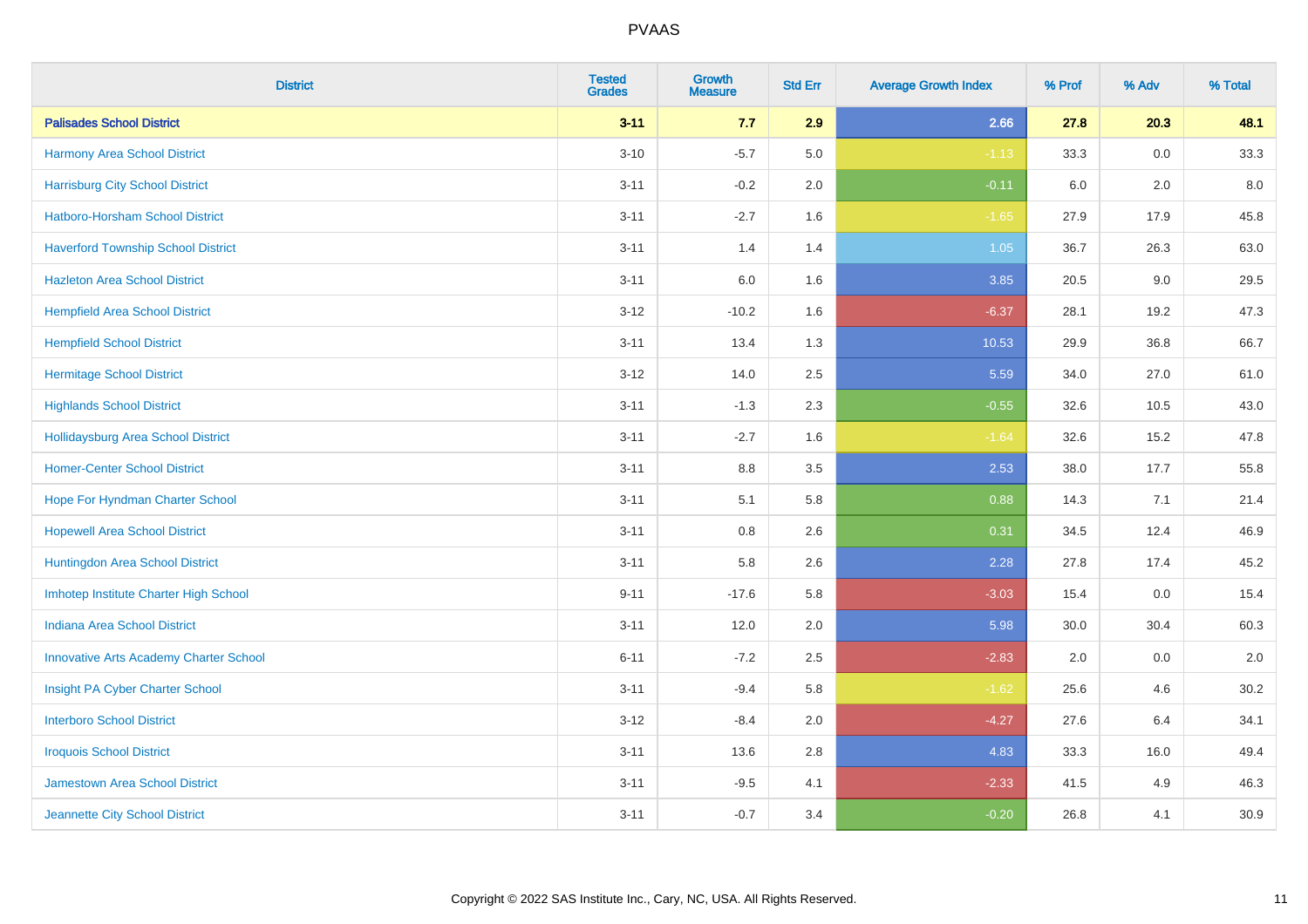# PVAAS

| District | Tested Grades | Growth Measure | Std Err | Average Growth Index | % Prof | % Adv | % Total |
|---|---|---|---|---|---|---|---|
| **Palisades School District** | **3-11** | **7.7** | **2.9** | **2.66** | **27.8** | **20.3** | **48.1** |
| Harmony Area School District | 3-10 | -5.7 | 5.0 | -1.13 | 33.3 | 0.0 | 33.3 |
| Harrisburg City School District | 3-11 | -0.2 | 2.0 | -0.11 | 6.0 | 2.0 | 8.0 |
| Hatboro-Horsham School District | 3-11 | -2.7 | 1.6 | -1.65 | 27.9 | 17.9 | 45.8 |
| Haverford Township School District | 3-11 | 1.4 | 1.4 | 1.05 | 36.7 | 26.3 | 63.0 |
| Hazleton Area School District | 3-11 | 6.0 | 1.6 | 3.85 | 20.5 | 9.0 | 29.5 |
| Hempfield Area School District | 3-12 | -10.2 | 1.6 | -6.37 | 28.1 | 19.2 | 47.3 |
| Hempfield School District | 3-11 | 13.4 | 1.3 | 10.53 | 29.9 | 36.8 | 66.7 |
| Hermitage School District | 3-12 | 14.0 | 2.5 | 5.59 | 34.0 | 27.0 | 61.0 |
| Highlands School District | 3-11 | -1.3 | 2.3 | -0.55 | 32.6 | 10.5 | 43.0 |
| Hollidaysburg Area School District | 3-11 | -2.7 | 1.6 | -1.64 | 32.6 | 15.2 | 47.8 |
| Homer-Center School District | 3-11 | 8.8 | 3.5 | 2.53 | 38.0 | 17.7 | 55.8 |
| Hope For Hyndman Charter School | 3-11 | 5.1 | 5.8 | 0.88 | 14.3 | 7.1 | 21.4 |
| Hopewell Area School District | 3-11 | 0.8 | 2.6 | 0.31 | 34.5 | 12.4 | 46.9 |
| Huntingdon Area School District | 3-11 | 5.8 | 2.6 | 2.28 | 27.8 | 17.4 | 45.2 |
| Imhotep Institute Charter High School | 9-11 | -17.6 | 5.8 | -3.03 | 15.4 | 0.0 | 15.4 |
| Indiana Area School District | 3-11 | 12.0 | 2.0 | 5.98 | 30.0 | 30.4 | 60.3 |
| Innovative Arts Academy Charter School | 6-11 | -7.2 | 2.5 | -2.83 | 2.0 | 0.0 | 2.0 |
| Insight PA Cyber Charter School | 3-11 | -9.4 | 5.8 | -1.62 | 25.6 | 4.6 | 30.2 |
| Interboro School District | 3-12 | -8.4 | 2.0 | -4.27 | 27.6 | 6.4 | 34.1 |
| Iroquois School District | 3-11 | 13.6 | 2.8 | 4.83 | 33.3 | 16.0 | 49.4 |
| Jamestown Area School District | 3-11 | -9.5 | 4.1 | -2.33 | 41.5 | 4.9 | 46.3 |
| Jeannette City School District | 3-11 | -0.7 | 3.4 | -0.20 | 26.8 | 4.1 | 30.9 |

Copyright © 2022 SAS Institute Inc., Cary, NC, USA. All Rights Reserved.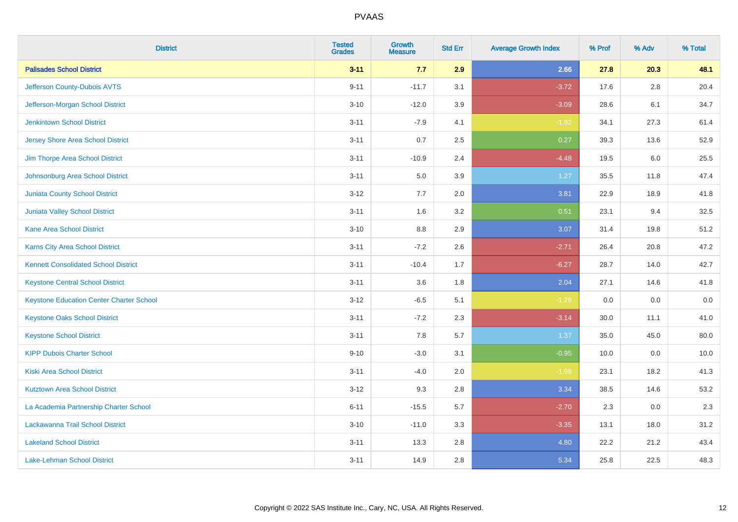# PVAAS

| District | Tested Grades | Growth Measure | Std Err | Average Growth Index | % Prof | % Adv | % Total |
|---|---|---|---|---|---|---|---|
| **Palisades School District** | **3-11** | **7.7** | **2.9** | **2.66** | **27.8** | **20.3** | **48.1** |
| Jefferson County-Dubois AVTS | 9-11 | -11.7 | 3.1 | -3.72 | 17.6 | 2.8 | 20.4 |
| Jefferson-Morgan School District | 3-10 | -12.0 | 3.9 | -3.09 | 28.6 | 6.1 | 34.7 |
| Jenkintown School District | 3-11 | -7.9 | 4.1 | -1.92 | 34.1 | 27.3 | 61.4 |
| Jersey Shore Area School District | 3-11 | 0.7 | 2.5 | 0.27 | 39.3 | 13.6 | 52.9 |
| Jim Thorpe Area School District | 3-11 | -10.9 | 2.4 | -4.48 | 19.5 | 6.0 | 25.5 |
| Johnsonburg Area School District | 3-11 | 5.0 | 3.9 | 1.27 | 35.5 | 11.8 | 47.4 |
| Juniata County School District | 3-12 | 7.7 | 2.0 | 3.81 | 22.9 | 18.9 | 41.8 |
| Juniata Valley School District | 3-11 | 1.6 | 3.2 | 0.51 | 23.1 | 9.4 | 32.5 |
| Kane Area School District | 3-10 | 8.8 | 2.9 | 3.07 | 31.4 | 19.8 | 51.2 |
| Karns City Area School District | 3-11 | -7.2 | 2.6 | -2.71 | 26.4 | 20.8 | 47.2 |
| Kennett Consolidated School District | 3-11 | -10.4 | 1.7 | -6.27 | 28.7 | 14.0 | 42.7 |
| Keystone Central School District | 3-11 | 3.6 | 1.8 | 2.04 | 27.1 | 14.6 | 41.8 |
| Keystone Education Center Charter School | 3-12 | -6.5 | 5.1 | -1.28 | 0.0 | 0.0 | 0.0 |
| Keystone Oaks School District | 3-11 | -7.2 | 2.3 | -3.14 | 30.0 | 11.1 | 41.0 |
| Keystone School District | 3-11 | 7.8 | 5.7 | 1.37 | 35.0 | 45.0 | 80.0 |
| KIPP Dubois Charter School | 9-10 | -3.0 | 3.1 | -0.95 | 10.0 | 0.0 | 10.0 |
| Kiski Area School District | 3-11 | -4.0 | 2.0 | -1.99 | 23.1 | 18.2 | 41.3 |
| Kutztown Area School District | 3-12 | 9.3 | 2.8 | 3.34 | 38.5 | 14.6 | 53.2 |
| La Academia Partnership Charter School | 6-11 | -15.5 | 5.7 | -2.70 | 2.3 | 0.0 | 2.3 |
| Lackawanna Trail School District | 3-10 | -11.0 | 3.3 | -3.35 | 13.1 | 18.0 | 31.2 |
| Lakeland School District | 3-11 | 13.3 | 2.8 | 4.80 | 22.2 | 21.2 | 43.4 |
| Lake-Lehman School District | 3-11 | 14.9 | 2.8 | 5.34 | 25.8 | 22.5 | 48.3 |

Copyright © 2022 SAS Institute Inc., Cary, NC, USA. All Rights Reserved.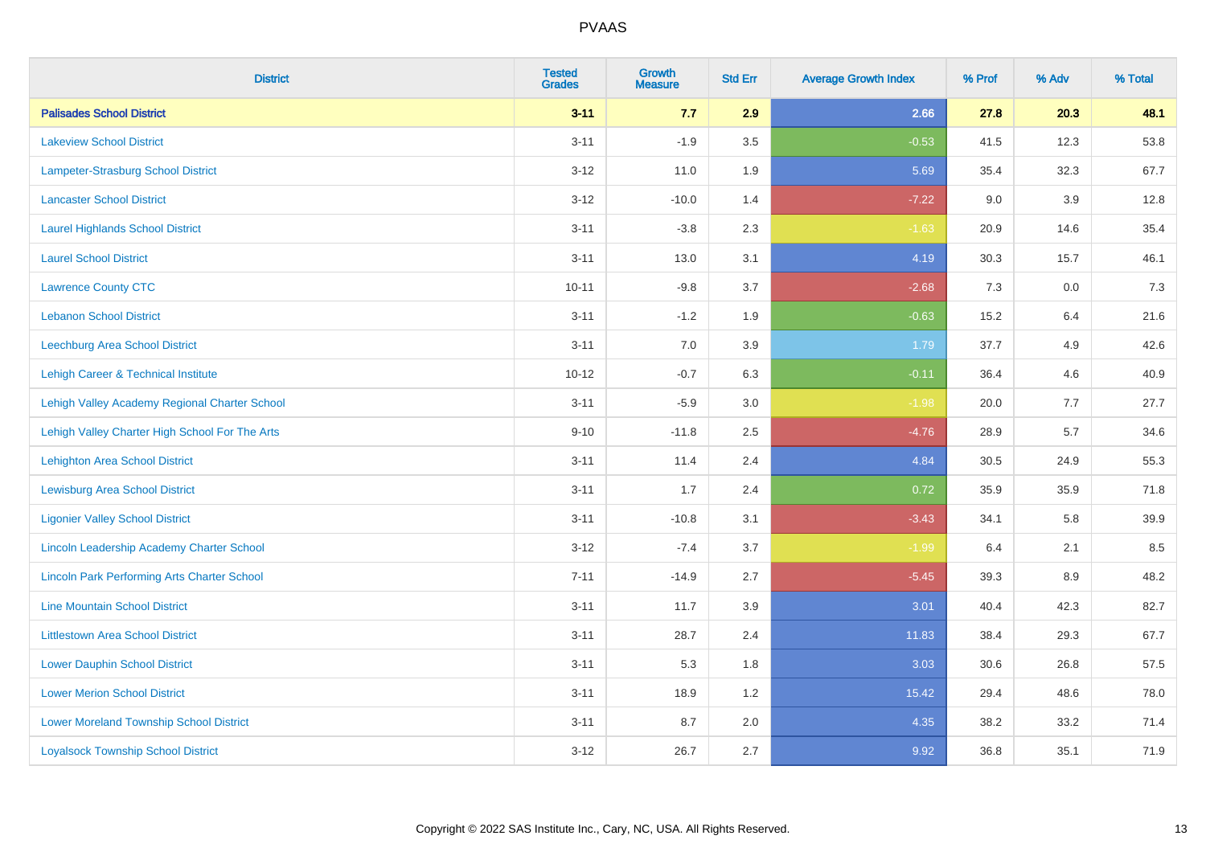# PVAAS

| District | Tested Grades | Growth Measure | Std Err | Average Growth Index | % Prof | % Adv | % Total |
|---|---|---|---|---|---|---|---|
| **Palisades School District** | **3-11** | **7.7** | **2.9** | **2.66** | **27.8** | **20.3** | **48.1** |
| Lakeview School District | 3-11 | -1.9 | 3.5 | -0.53 | 41.5 | 12.3 | 53.8 |
| Lampeter-Strasburg School District | 3-12 | 11.0 | 1.9 | 5.69 | 35.4 | 32.3 | 67.7 |
| Lancaster School District | 3-12 | -10.0 | 1.4 | -7.22 | 9.0 | 3.9 | 12.8 |
| Laurel Highlands School District | 3-11 | -3.8 | 2.3 | -1.63 | 20.9 | 14.6 | 35.4 |
| Laurel School District | 3-11 | 13.0 | 3.1 | 4.19 | 30.3 | 15.7 | 46.1 |
| Lawrence County CTC | 10-11 | -9.8 | 3.7 | -2.68 | 7.3 | 0.0 | 7.3 |
| Lebanon School District | 3-11 | -1.2 | 1.9 | -0.63 | 15.2 | 6.4 | 21.6 |
| Leechburg Area School District | 3-11 | 7.0 | 3.9 | 1.79 | 37.7 | 4.9 | 42.6 |
| Lehigh Career & Technical Institute | 10-12 | -0.7 | 6.3 | -0.11 | 36.4 | 4.6 | 40.9 |
| Lehigh Valley Academy Regional Charter School | 3-11 | -5.9 | 3.0 | -1.98 | 20.0 | 7.7 | 27.7 |
| Lehigh Valley Charter High School For The Arts | 9-10 | -11.8 | 2.5 | -4.76 | 28.9 | 5.7 | 34.6 |
| Lehighton Area School District | 3-11 | 11.4 | 2.4 | 4.84 | 30.5 | 24.9 | 55.3 |
| Lewisburg Area School District | 3-11 | 1.7 | 2.4 | 0.72 | 35.9 | 35.9 | 71.8 |
| Ligonier Valley School District | 3-11 | -10.8 | 3.1 | -3.43 | 34.1 | 5.8 | 39.9 |
| Lincoln Leadership Academy Charter School | 3-12 | -7.4 | 3.7 | -1.99 | 6.4 | 2.1 | 8.5 |
| Lincoln Park Performing Arts Charter School | 7-11 | -14.9 | 2.7 | -5.45 | 39.3 | 8.9 | 48.2 |
| Line Mountain School District | 3-11 | 11.7 | 3.9 | 3.01 | 40.4 | 42.3 | 82.7 |
| Littlestown Area School District | 3-11 | 28.7 | 2.4 | 11.83 | 38.4 | 29.3 | 67.7 |
| Lower Dauphin School District | 3-11 | 5.3 | 1.8 | 3.03 | 30.6 | 26.8 | 57.5 |
| Lower Merion School District | 3-11 | 18.9 | 1.2 | 15.42 | 29.4 | 48.6 | 78.0 |
| Lower Moreland Township School District | 3-11 | 8.7 | 2.0 | 4.35 | 38.2 | 33.2 | 71.4 |
| Loyalsock Township School District | 3-12 | 26.7 | 2.7 | 9.92 | 36.8 | 35.1 | 71.9 |

Copyright © 2022 SAS Institute Inc., Cary, NC, USA. All Rights Reserved.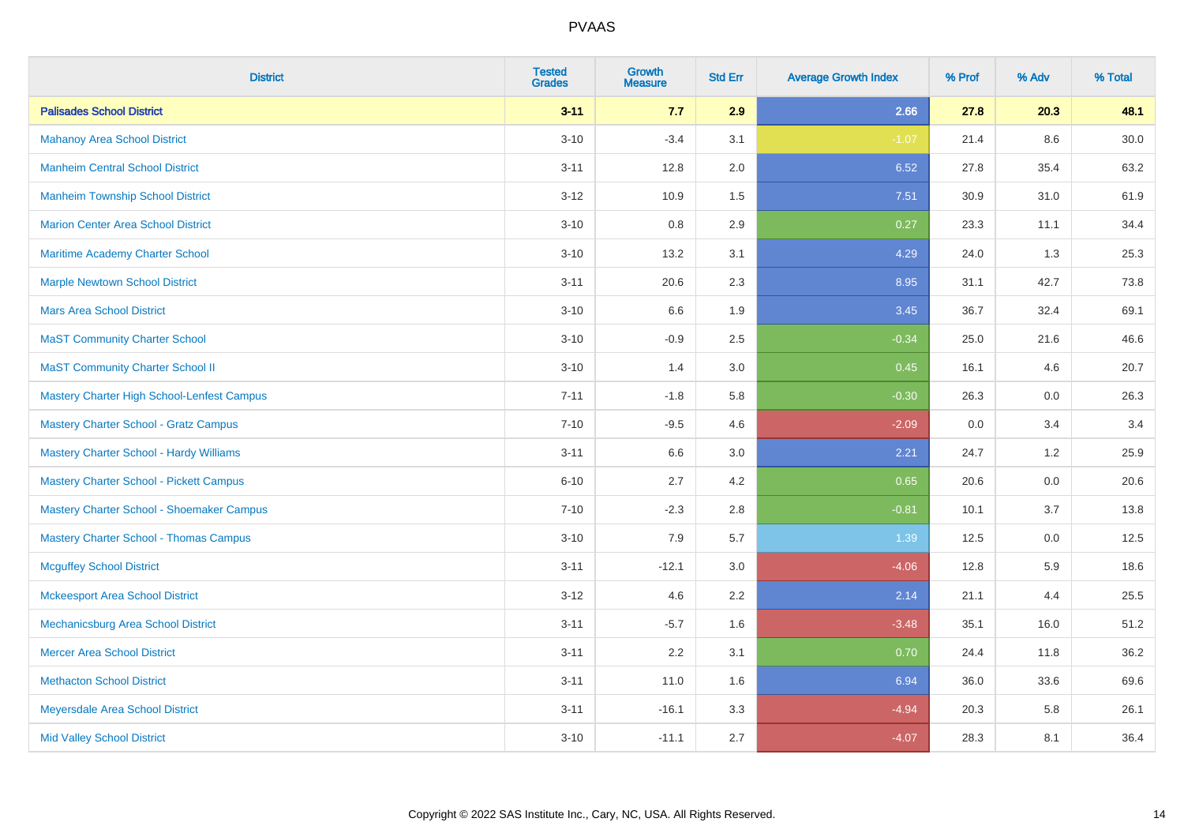# PVAAS

| District | Tested Grades | Growth Measure | Std Err | Average Growth Index | % Prof | % Adv | % Total |
|---|---|---|---|---|---|---|---|
| **Palisades School District** | **3-11** | **7.7** | **2.9** | **2.66** | **27.8** | **20.3** | **48.1** |
| Mahanoy Area School District | 3-10 | -3.4 | 3.1 | -1.07 | 21.4 | 8.6 | 30.0 |
| Manheim Central School District | 3-11 | 12.8 | 2.0 | 6.52 | 27.8 | 35.4 | 63.2 |
| Manheim Township School District | 3-12 | 10.9 | 1.5 | 7.51 | 30.9 | 31.0 | 61.9 |
| Marion Center Area School District | 3-10 | 0.8 | 2.9 | 0.27 | 23.3 | 11.1 | 34.4 |
| Maritime Academy Charter School | 3-10 | 13.2 | 3.1 | 4.29 | 24.0 | 1.3 | 25.3 |
| Marple Newtown School District | 3-11 | 20.6 | 2.3 | 8.95 | 31.1 | 42.7 | 73.8 |
| Mars Area School District | 3-10 | 6.6 | 1.9 | 3.45 | 36.7 | 32.4 | 69.1 |
| MaST Community Charter School | 3-10 | -0.9 | 2.5 | -0.34 | 25.0 | 21.6 | 46.6 |
| MaST Community Charter School II | 3-10 | 1.4 | 3.0 | 0.45 | 16.1 | 4.6 | 20.7 |
| Mastery Charter High School-Lenfest Campus | 7-11 | -1.8 | 5.8 | -0.30 | 26.3 | 0.0 | 26.3 |
| Mastery Charter School - Gratz Campus | 7-10 | -9.5 | 4.6 | -2.09 | 0.0 | 3.4 | 3.4 |
| Mastery Charter School - Hardy Williams | 3-11 | 6.6 | 3.0 | 2.21 | 24.7 | 1.2 | 25.9 |
| Mastery Charter School - Pickett Campus | 6-10 | 2.7 | 4.2 | 0.65 | 20.6 | 0.0 | 20.6 |
| Mastery Charter School - Shoemaker Campus | 7-10 | -2.3 | 2.8 | -0.81 | 10.1 | 3.7 | 13.8 |
| Mastery Charter School - Thomas Campus | 3-10 | 7.9 | 5.7 | 1.39 | 12.5 | 0.0 | 12.5 |
| Mcguffey School District | 3-11 | -12.1 | 3.0 | -4.06 | 12.8 | 5.9 | 18.6 |
| Mckeesport Area School District | 3-12 | 4.6 | 2.2 | 2.14 | 21.1 | 4.4 | 25.5 |
| Mechanicsburg Area School District | 3-11 | -5.7 | 1.6 | -3.48 | 35.1 | 16.0 | 51.2 |
| Mercer Area School District | 3-11 | 2.2 | 3.1 | 0.70 | 24.4 | 11.8 | 36.2 |
| Methacton School District | 3-11 | 11.0 | 1.6 | 6.94 | 36.0 | 33.6 | 69.6 |
| Meyersdale Area School District | 3-11 | -16.1 | 3.3 | -4.94 | 20.3 | 5.8 | 26.1 |
| Mid Valley School District | 3-10 | -11.1 | 2.7 | -4.07 | 28.3 | 8.1 | 36.4 |

Copyright © 2022 SAS Institute Inc., Cary, NC, USA. All Rights Reserved.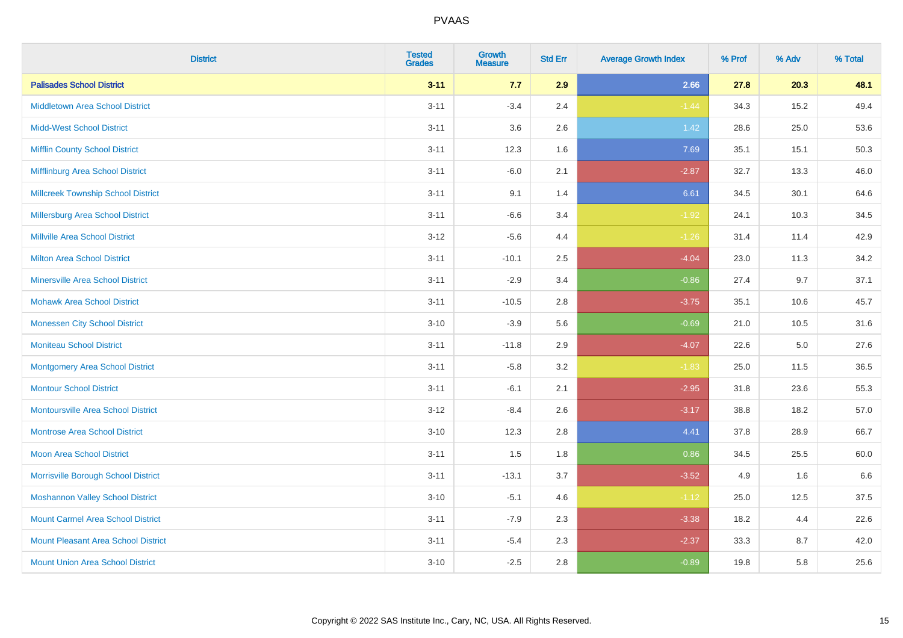# PVAAS

| District | Tested Grades | Growth Measure | Std Err | Average Growth Index | % Prof | % Adv | % Total |
|---|---|---|---|---|---|---|---|
| **Palisades School District** | **3-11** | **7.7** | **2.9** | **2.66** | **27.8** | **20.3** | **48.1** |
| Middletown Area School District | 3-11 | -3.4 | 2.4 | -1.44 | 34.3 | 15.2 | 49.4 |
| Midd-West School District | 3-11 | 3.6 | 2.6 | 1.42 | 28.6 | 25.0 | 53.6 |
| Mifflin County School District | 3-11 | 12.3 | 1.6 | 7.69 | 35.1 | 15.1 | 50.3 |
| Mifflinburg Area School District | 3-11 | -6.0 | 2.1 | -2.87 | 32.7 | 13.3 | 46.0 |
| Millcreek Township School District | 3-11 | 9.1 | 1.4 | 6.61 | 34.5 | 30.1 | 64.6 |
| Millersburg Area School District | 3-11 | -6.6 | 3.4 | -1.92 | 24.1 | 10.3 | 34.5 |
| Millville Area School District | 3-12 | -5.6 | 4.4 | -1.26 | 31.4 | 11.4 | 42.9 |
| Milton Area School District | 3-11 | -10.1 | 2.5 | -4.04 | 23.0 | 11.3 | 34.2 |
| Minersville Area School District | 3-11 | -2.9 | 3.4 | -0.86 | 27.4 | 9.7 | 37.1 |
| Mohawk Area School District | 3-11 | -10.5 | 2.8 | -3.75 | 35.1 | 10.6 | 45.7 |
| Monessen City School District | 3-10 | -3.9 | 5.6 | -0.69 | 21.0 | 10.5 | 31.6 |
| Moniteau School District | 3-11 | -11.8 | 2.9 | -4.07 | 22.6 | 5.0 | 27.6 |
| Montgomery Area School District | 3-11 | -5.8 | 3.2 | -1.83 | 25.0 | 11.5 | 36.5 |
| Montour School District | 3-11 | -6.1 | 2.1 | -2.95 | 31.8 | 23.6 | 55.3 |
| Montoursville Area School District | 3-12 | -8.4 | 2.6 | -3.17 | 38.8 | 18.2 | 57.0 |
| Montrose Area School District | 3-10 | 12.3 | 2.8 | 4.41 | 37.8 | 28.9 | 66.7 |
| Moon Area School District | 3-11 | 1.5 | 1.8 | 0.86 | 34.5 | 25.5 | 60.0 |
| Morrisville Borough School District | 3-11 | -13.1 | 3.7 | -3.52 | 4.9 | 1.6 | 6.6 |
| Moshannon Valley School District | 3-10 | -5.1 | 4.6 | -1.12 | 25.0 | 12.5 | 37.5 |
| Mount Carmel Area School District | 3-11 | -7.9 | 2.3 | -3.38 | 18.2 | 4.4 | 22.6 |
| Mount Pleasant Area School District | 3-11 | -5.4 | 2.3 | -2.37 | 33.3 | 8.7 | 42.0 |
| Mount Union Area School District | 3-10 | -2.5 | 2.8 | -0.89 | 19.8 | 5.8 | 25.6 |

Copyright © 2022 SAS Institute Inc., Cary, NC, USA. All Rights Reserved.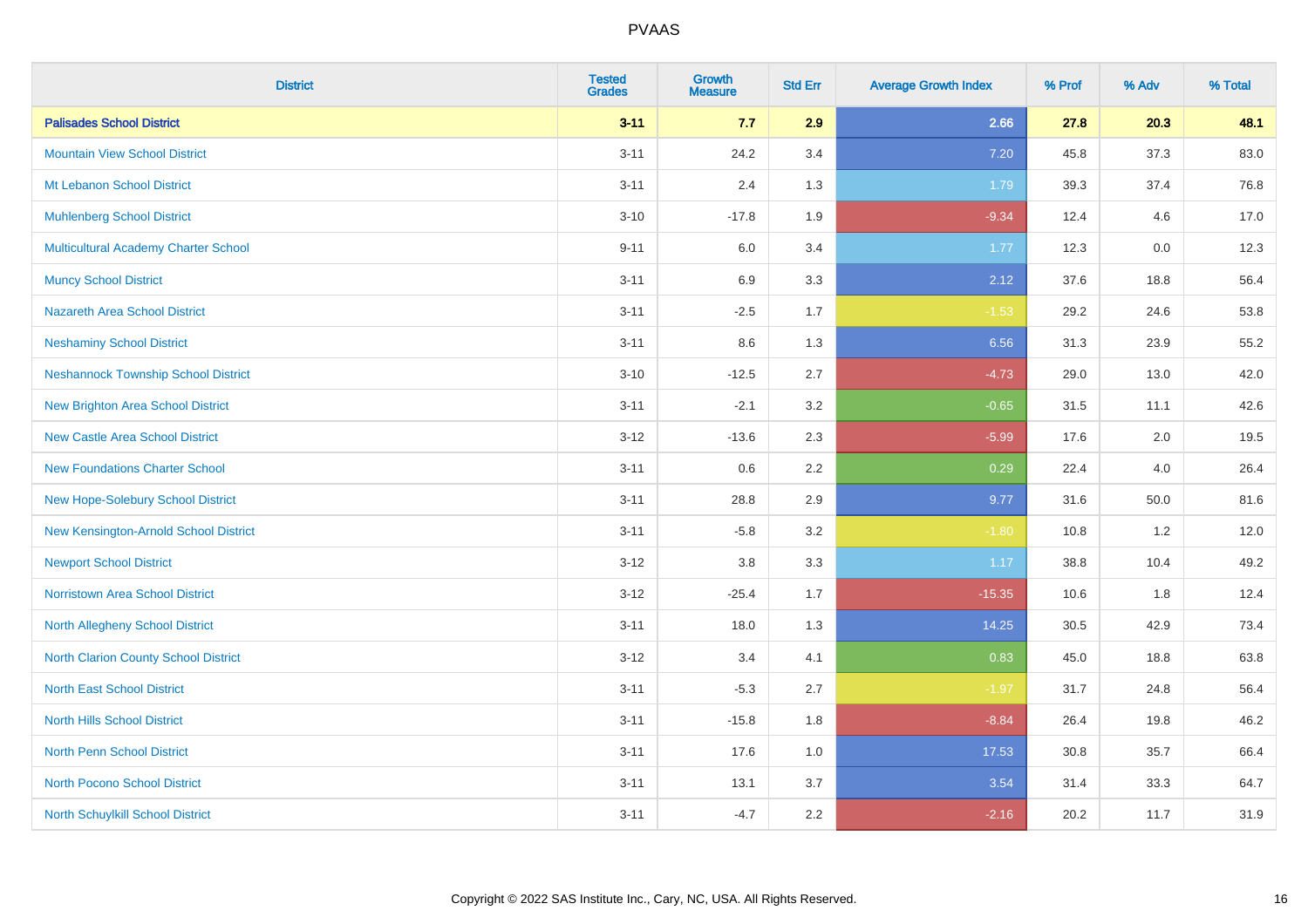# PVAAS

| District | Tested Grades | Growth Measure | Std Err | Average Growth Index | % Prof | % Adv | % Total |
|---|---|---|---|---|---|---|---|
| **Palisades School District** | **3-11** | **7.7** | **2.9** | **2.66** | **27.8** | **20.3** | **48.1** |
| Mountain View School District | 3-11 | 24.2 | 3.4 | 7.20 | 45.8 | 37.3 | 83.0 |
| Mt Lebanon School District | 3-11 | 2.4 | 1.3 | 1.79 | 39.3 | 37.4 | 76.8 |
| Muhlenberg School District | 3-10 | -17.8 | 1.9 | -9.34 | 12.4 | 4.6 | 17.0 |
| Multicultural Academy Charter School | 9-11 | 6.0 | 3.4 | 1.77 | 12.3 | 0.0 | 12.3 |
| Muncy School District | 3-11 | 6.9 | 3.3 | 2.12 | 37.6 | 18.8 | 56.4 |
| Nazareth Area School District | 3-11 | -2.5 | 1.7 | -1.53 | 29.2 | 24.6 | 53.8 |
| Neshaminy School District | 3-11 | 8.6 | 1.3 | 6.56 | 31.3 | 23.9 | 55.2 |
| Neshannock Township School District | 3-10 | -12.5 | 2.7 | -4.73 | 29.0 | 13.0 | 42.0 |
| New Brighton Area School District | 3-11 | -2.1 | 3.2 | -0.65 | 31.5 | 11.1 | 42.6 |
| New Castle Area School District | 3-12 | -13.6 | 2.3 | -5.99 | 17.6 | 2.0 | 19.5 |
| New Foundations Charter School | 3-11 | 0.6 | 2.2 | 0.29 | 22.4 | 4.0 | 26.4 |
| New Hope-Solebury School District | 3-11 | 28.8 | 2.9 | 9.77 | 31.6 | 50.0 | 81.6 |
| New Kensington-Arnold School District | 3-11 | -5.8 | 3.2 | -1.80 | 10.8 | 1.2 | 12.0 |
| Newport School District | 3-12 | 3.8 | 3.3 | 1.17 | 38.8 | 10.4 | 49.2 |
| Norristown Area School District | 3-12 | -25.4 | 1.7 | -15.35 | 10.6 | 1.8 | 12.4 |
| North Allegheny School District | 3-11 | 18.0 | 1.3 | 14.25 | 30.5 | 42.9 | 73.4 |
| North Clarion County School District | 3-12 | 3.4 | 4.1 | 0.83 | 45.0 | 18.8 | 63.8 |
| North East School District | 3-11 | -5.3 | 2.7 | -1.97 | 31.7 | 24.8 | 56.4 |
| North Hills School District | 3-11 | -15.8 | 1.8 | -8.84 | 26.4 | 19.8 | 46.2 |
| North Penn School District | 3-11 | 17.6 | 1.0 | 17.53 | 30.8 | 35.7 | 66.4 |
| North Pocono School District | 3-11 | 13.1 | 3.7 | 3.54 | 31.4 | 33.3 | 64.7 |
| North Schuylkill School District | 3-11 | -4.7 | 2.2 | -2.16 | 20.2 | 11.7 | 31.9 |

Copyright © 2022 SAS Institute Inc., Cary, NC, USA. All Rights Reserved.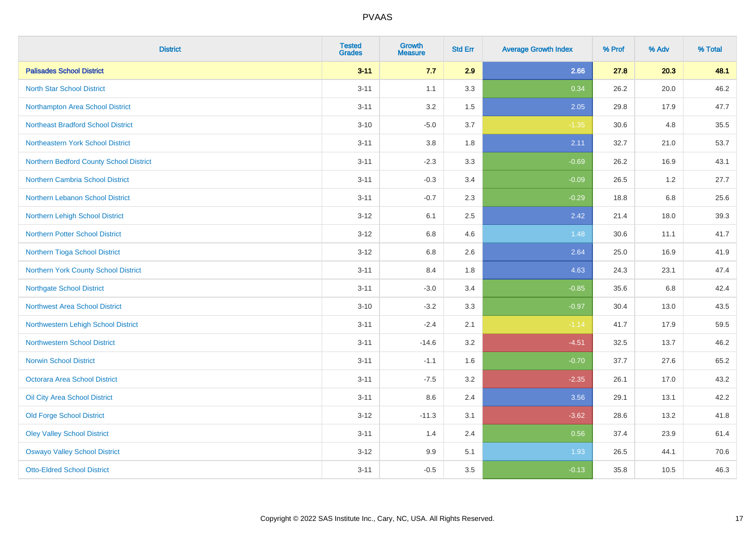# PVAAS

| District | Tested Grades | Growth Measure | Std Err | Average Growth Index | % Prof | % Adv | % Total |
|---|---|---|---|---|---|---|---|
| **Palisades School District** | **3-11** | **7.7** | **2.9** | **2.66** | **27.8** | **20.3** | **48.1** |
| North Star School District | 3-11 | 1.1 | 3.3 | 0.34 | 26.2 | 20.0 | 46.2 |
| Northampton Area School District | 3-11 | 3.2 | 1.5 | 2.05 | 29.8 | 17.9 | 47.7 |
| Northeast Bradford School District | 3-10 | -5.0 | 3.7 | -1.35 | 30.6 | 4.8 | 35.5 |
| Northeastern York School District | 3-11 | 3.8 | 1.8 | 2.11 | 32.7 | 21.0 | 53.7 |
| Northern Bedford County School District | 3-11 | -2.3 | 3.3 | -0.69 | 26.2 | 16.9 | 43.1 |
| Northern Cambria School District | 3-11 | -0.3 | 3.4 | -0.09 | 26.5 | 1.2 | 27.7 |
| Northern Lebanon School District | 3-11 | -0.7 | 2.3 | -0.29 | 18.8 | 6.8 | 25.6 |
| Northern Lehigh School District | 3-12 | 6.1 | 2.5 | 2.42 | 21.4 | 18.0 | 39.3 |
| Northern Potter School District | 3-12 | 6.8 | 4.6 | 1.48 | 30.6 | 11.1 | 41.7 |
| Northern Tioga School District | 3-12 | 6.8 | 2.6 | 2.64 | 25.0 | 16.9 | 41.9 |
| Northern York County School District | 3-11 | 8.4 | 1.8 | 4.63 | 24.3 | 23.1 | 47.4 |
| Northgate School District | 3-11 | -3.0 | 3.4 | -0.85 | 35.6 | 6.8 | 42.4 |
| Northwest Area School District | 3-10 | -3.2 | 3.3 | -0.97 | 30.4 | 13.0 | 43.5 |
| Northwestern Lehigh School District | 3-11 | -2.4 | 2.1 | -1.14 | 41.7 | 17.9 | 59.5 |
| Northwestern School District | 3-11 | -14.6 | 3.2 | -4.51 | 32.5 | 13.7 | 46.2 |
| Norwin School District | 3-11 | -1.1 | 1.6 | -0.70 | 37.7 | 27.6 | 65.2 |
| Octorara Area School District | 3-11 | -7.5 | 3.2 | -2.35 | 26.1 | 17.0 | 43.2 |
| Oil City Area School District | 3-11 | 8.6 | 2.4 | 3.56 | 29.1 | 13.1 | 42.2 |
| Old Forge School District | 3-12 | -11.3 | 3.1 | -3.62 | 28.6 | 13.2 | 41.8 |
| Oley Valley School District | 3-11 | 1.4 | 2.4 | 0.56 | 37.4 | 23.9 | 61.4 |
| Oswayo Valley School District | 3-12 | 9.9 | 5.1 | 1.93 | 26.5 | 44.1 | 70.6 |
| Otto-Eldred School District | 3-11 | -0.5 | 3.5 | -0.13 | 35.8 | 10.5 | 46.3 |

Copyright © 2022 SAS Institute Inc., Cary, NC, USA. All Rights Reserved.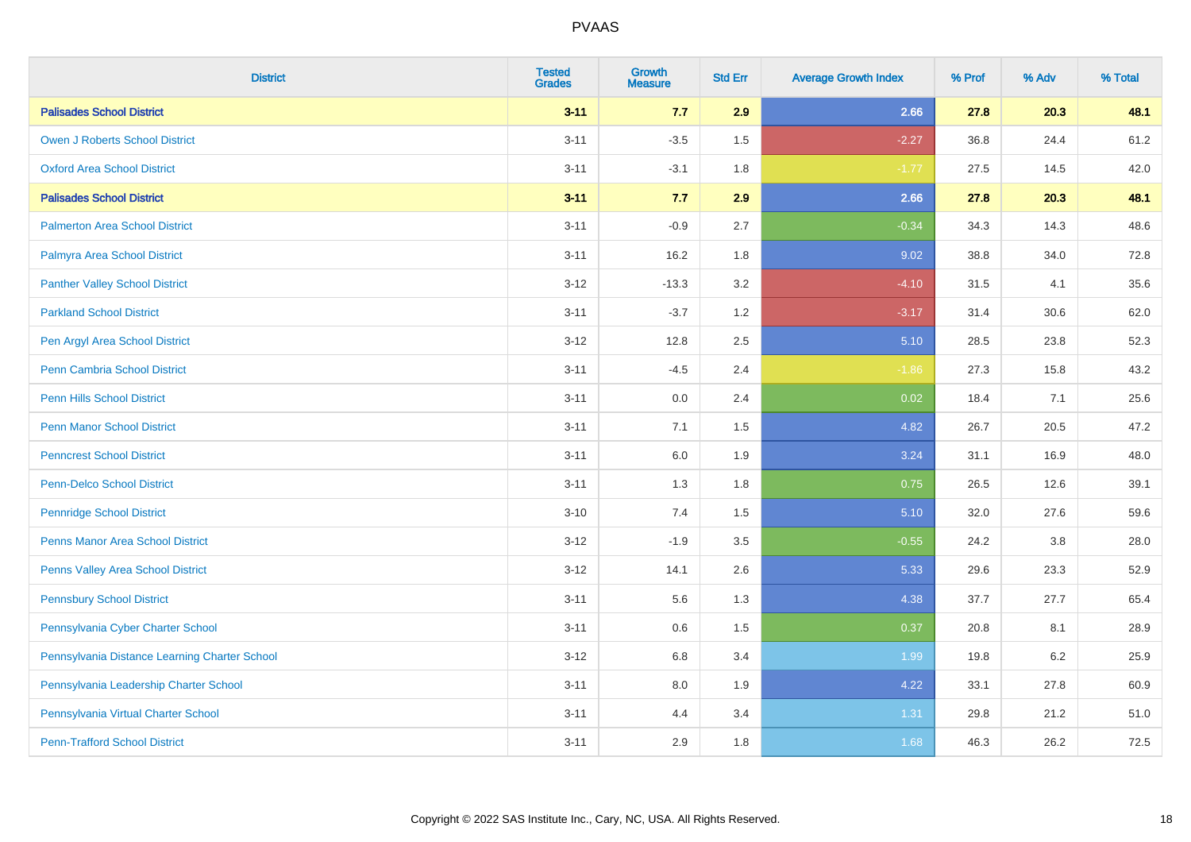# PVAAS

| District | Tested Grades | Growth Measure | Std Err | Average Growth Index | % Prof | % Adv | % Total |
|---|---|---|---|---|---|---|---|
| **Palisades School District** | **3-11** | **7.7** | **2.9** | **2.66** | **27.8** | **20.3** | **48.1** |
| Owen J Roberts School District | 3-11 | -3.5 | 1.5 | -2.27 | 36.8 | 24.4 | 61.2 |
| Oxford Area School District | 3-11 | -3.1 | 1.8 | -1.77 | 27.5 | 14.5 | 42.0 |
| **Palisades School District** | **3-11** | **7.7** | **2.9** | **2.66** | **27.8** | **20.3** | **48.1** |
| Palmerton Area School District | 3-11 | -0.9 | 2.7 | -0.34 | 34.3 | 14.3 | 48.6 |
| Palmyra Area School District | 3-11 | 16.2 | 1.8 | 9.02 | 38.8 | 34.0 | 72.8 |
| Panther Valley School District | 3-12 | -13.3 | 3.2 | -4.10 | 31.5 | 4.1 | 35.6 |
| Parkland School District | 3-11 | -3.7 | 1.2 | -3.17 | 31.4 | 30.6 | 62.0 |
| Pen Argyl Area School District | 3-12 | 12.8 | 2.5 | 5.10 | 28.5 | 23.8 | 52.3 |
| Penn Cambria School District | 3-11 | -4.5 | 2.4 | -1.86 | 27.3 | 15.8 | 43.2 |
| Penn Hills School District | 3-11 | 0.0 | 2.4 | 0.02 | 18.4 | 7.1 | 25.6 |
| Penn Manor School District | 3-11 | 7.1 | 1.5 | 4.82 | 26.7 | 20.5 | 47.2 |
| Penncrest School District | 3-11 | 6.0 | 1.9 | 3.24 | 31.1 | 16.9 | 48.0 |
| Penn-Delco School District | 3-11 | 1.3 | 1.8 | 0.75 | 26.5 | 12.6 | 39.1 |
| Pennridge School District | 3-10 | 7.4 | 1.5 | 5.10 | 32.0 | 27.6 | 59.6 |
| Penns Manor Area School District | 3-12 | -1.9 | 3.5 | -0.55 | 24.2 | 3.8 | 28.0 |
| Penns Valley Area School District | 3-12 | 14.1 | 2.6 | 5.33 | 29.6 | 23.3 | 52.9 |
| Pennsbury School District | 3-11 | 5.6 | 1.3 | 4.38 | 37.7 | 27.7 | 65.4 |
| Pennsylvania Cyber Charter School | 3-11 | 0.6 | 1.5 | 0.37 | 20.8 | 8.1 | 28.9 |
| Pennsylvania Distance Learning Charter School | 3-12 | 6.8 | 3.4 | 1.99 | 19.8 | 6.2 | 25.9 |
| Pennsylvania Leadership Charter School | 3-11 | 8.0 | 1.9 | 4.22 | 33.1 | 27.8 | 60.9 |
| Pennsylvania Virtual Charter School | 3-11 | 4.4 | 3.4 | 1.31 | 29.8 | 21.2 | 51.0 |
| Penn-Trafford School District | 3-11 | 2.9 | 1.8 | 1.68 | 46.3 | 26.2 | 72.5 |

Copyright © 2022 SAS Institute Inc., Cary, NC, USA. All Rights Reserved.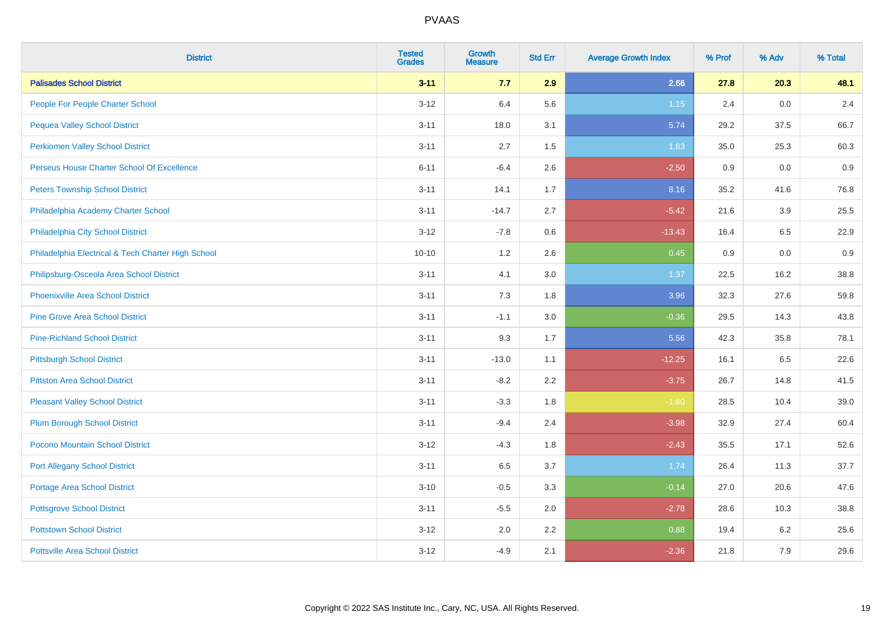# PVAAS

| District | Tested Grades | Growth Measure | Std Err | Average Growth Index | % Prof | % Adv | % Total |
|---|---|---|---|---|---|---|---|
| **Palisades School District** | **3-11** | **7.7** | **2.9** | **2.66** | **27.8** | **20.3** | **48.1** |
| People For People Charter School | 3-12 | 6.4 | 5.6 | 1.15 | 2.4 | 0.0 | 2.4 |
| Pequea Valley School District | 3-11 | 18.0 | 3.1 | 5.74 | 29.2 | 37.5 | 66.7 |
| Perkiomen Valley School District | 3-11 | 2.7 | 1.5 | 1.83 | 35.0 | 25.3 | 60.3 |
| Perseus House Charter School Of Excellence | 6-11 | -6.4 | 2.6 | -2.50 | 0.9 | 0.0 | 0.9 |
| Peters Township School District | 3-11 | 14.1 | 1.7 | 8.16 | 35.2 | 41.6 | 76.8 |
| Philadelphia Academy Charter School | 3-11 | -14.7 | 2.7 | -5.42 | 21.6 | 3.9 | 25.5 |
| Philadelphia City School District | 3-12 | -7.8 | 0.6 | -13.43 | 16.4 | 6.5 | 22.9 |
| Philadelphia Electrical & Tech Charter High School | 10-10 | 1.2 | 2.6 | 0.45 | 0.9 | 0.0 | 0.9 |
| Philipsburg-Osceola Area School District | 3-11 | 4.1 | 3.0 | 1.37 | 22.5 | 16.2 | 38.8 |
| Phoenixville Area School District | 3-11 | 7.3 | 1.8 | 3.96 | 32.3 | 27.6 | 59.8 |
| Pine Grove Area School District | 3-11 | -1.1 | 3.0 | -0.36 | 29.5 | 14.3 | 43.8 |
| Pine-Richland School District | 3-11 | 9.3 | 1.7 | 5.56 | 42.3 | 35.8 | 78.1 |
| Pittsburgh School District | 3-11 | -13.0 | 1.1 | -12.25 | 16.1 | 6.5 | 22.6 |
| Pittston Area School District | 3-11 | -8.2 | 2.2 | -3.75 | 26.7 | 14.8 | 41.5 |
| Pleasant Valley School District | 3-11 | -3.3 | 1.8 | -1.80 | 28.5 | 10.4 | 39.0 |
| Plum Borough School District | 3-11 | -9.4 | 2.4 | -3.98 | 32.9 | 27.4 | 60.4 |
| Pocono Mountain School District | 3-12 | -4.3 | 1.8 | -2.43 | 35.5 | 17.1 | 52.6 |
| Port Allegany School District | 3-11 | 6.5 | 3.7 | 1.74 | 26.4 | 11.3 | 37.7 |
| Portage Area School District | 3-10 | -0.5 | 3.3 | -0.14 | 27.0 | 20.6 | 47.6 |
| Pottsgrove School District | 3-11 | -5.5 | 2.0 | -2.78 | 28.6 | 10.3 | 38.8 |
| Pottstown School District | 3-12 | 2.0 | 2.2 | 0.88 | 19.4 | 6.2 | 25.6 |
| Pottsville Area School District | 3-12 | -4.9 | 2.1 | -2.36 | 21.8 | 7.9 | 29.6 |

Copyright © 2022 SAS Institute Inc., Cary, NC, USA. All Rights Reserved.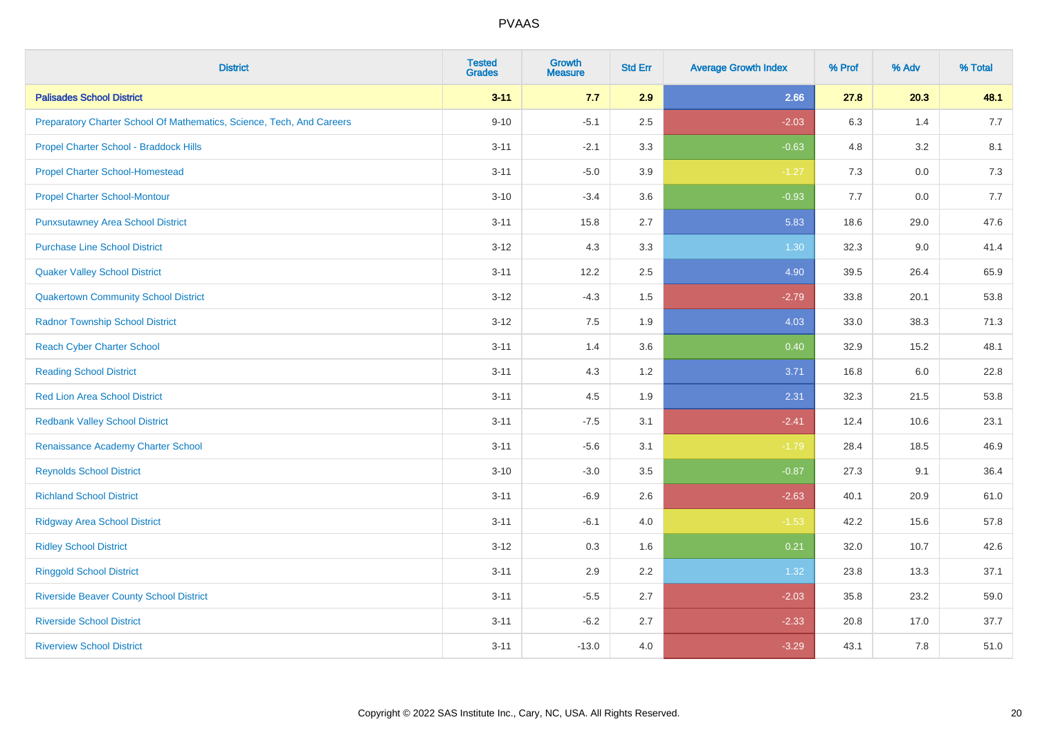| District | Tested Grades | Growth Measure | Std Err | Average Growth Index | % Prof | % Adv | % Total |
|---|---|---|---|---|---|---|---|
| **Palisades School District** | **3-11** | **7.7** | **2.9** | **2.66** | **27.8** | **20.3** | **48.1** |
| Preparatory Charter School Of Mathematics, Science, Tech, And Careers | 9-10 | -5.1 | 2.5 | -2.03 | 6.3 | 1.4 | 7.7 |
| Propel Charter School - Braddock Hills | 3-11 | -2.1 | 3.3 | -0.63 | 4.8 | 3.2 | 8.1 |
| Propel Charter School-Homestead | 3-11 | -5.0 | 3.9 | -1.27 | 7.3 | 0.0 | 7.3 |
| Propel Charter School-Montour | 3-10 | -3.4 | 3.6 | -0.93 | 7.7 | 0.0 | 7.7 |
| Punxsutawney Area School District | 3-11 | 15.8 | 2.7 | 5.83 | 18.6 | 29.0 | 47.6 |
| Purchase Line School District | 3-12 | 4.3 | 3.3 | 1.30 | 32.3 | 9.0 | 41.4 |
| Quaker Valley School District | 3-11 | 12.2 | 2.5 | 4.90 | 39.5 | 26.4 | 65.9 |
| Quakertown Community School District | 3-12 | -4.3 | 1.5 | -2.79 | 33.8 | 20.1 | 53.8 |
| Radnor Township School District | 3-12 | 7.5 | 1.9 | 4.03 | 33.0 | 38.3 | 71.3 |
| Reach Cyber Charter School | 3-11 | 1.4 | 3.6 | 0.40 | 32.9 | 15.2 | 48.1 |
| Reading School District | 3-11 | 4.3 | 1.2 | 3.71 | 16.8 | 6.0 | 22.8 |
| Red Lion Area School District | 3-11 | 4.5 | 1.9 | 2.31 | 32.3 | 21.5 | 53.8 |
| Redbank Valley School District | 3-11 | -7.5 | 3.1 | -2.41 | 12.4 | 10.6 | 23.1 |
| Renaissance Academy Charter School | 3-11 | -5.6 | 3.1 | -1.79 | 28.4 | 18.5 | 46.9 |
| Reynolds School District | 3-10 | -3.0 | 3.5 | -0.87 | 27.3 | 9.1 | 36.4 |
| Richland School District | 3-11 | -6.9 | 2.6 | -2.63 | 40.1 | 20.9 | 61.0 |
| Ridgway Area School District | 3-11 | -6.1 | 4.0 | -1.53 | 42.2 | 15.6 | 57.8 |
| Ridley School District | 3-12 | 0.3 | 1.6 | 0.21 | 32.0 | 10.7 | 42.6 |
| Ringgold School District | 3-11 | 2.9 | 2.2 | 1.32 | 23.8 | 13.3 | 37.1 |
| Riverside Beaver County School District | 3-11 | -5.5 | 2.7 | -2.03 | 35.8 | 23.2 | 59.0 |
| Riverside School District | 3-11 | -6.2 | 2.7 | -2.33 | 20.8 | 17.0 | 37.7 |
| Riverview School District | 3-11 | -13.0 | 4.0 | -3.29 | 43.1 | 7.8 | 51.0 |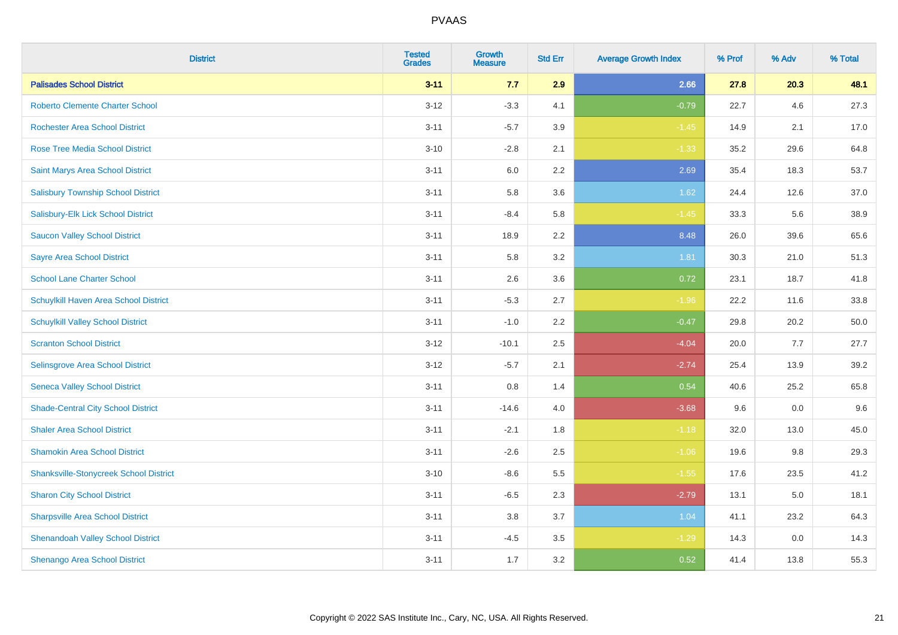# PVAAS

| District | Tested Grades | Growth Measure | Std Err | Average Growth Index | % Prof | % Adv | % Total |
|---|---|---|---|---|---|---|---|
| **Palisades School District** | **3-11** | **7.7** | **2.9** | **2.66** | **27.8** | **20.3** | **48.1** |
| Roberto Clemente Charter School | 3-12 | -3.3 | 4.1 | -0.79 | 22.7 | 4.6 | 27.3 |
| Rochester Area School District | 3-11 | -5.7 | 3.9 | -1.45 | 14.9 | 2.1 | 17.0 |
| Rose Tree Media School District | 3-10 | -2.8 | 2.1 | -1.33 | 35.2 | 29.6 | 64.8 |
| Saint Marys Area School District | 3-11 | 6.0 | 2.2 | 2.69 | 35.4 | 18.3 | 53.7 |
| Salisbury Township School District | 3-11 | 5.8 | 3.6 | 1.62 | 24.4 | 12.6 | 37.0 |
| Salisbury-Elk Lick School District | 3-11 | -8.4 | 5.8 | -1.45 | 33.3 | 5.6 | 38.9 |
| Saucon Valley School District | 3-11 | 18.9 | 2.2 | 8.48 | 26.0 | 39.6 | 65.6 |
| Sayre Area School District | 3-11 | 5.8 | 3.2 | 1.81 | 30.3 | 21.0 | 51.3 |
| School Lane Charter School | 3-11 | 2.6 | 3.6 | 0.72 | 23.1 | 18.7 | 41.8 |
| Schuylkill Haven Area School District | 3-11 | -5.3 | 2.7 | -1.96 | 22.2 | 11.6 | 33.8 |
| Schuylkill Valley School District | 3-11 | -1.0 | 2.2 | -0.47 | 29.8 | 20.2 | 50.0 |
| Scranton School District | 3-12 | -10.1 | 2.5 | -4.04 | 20.0 | 7.7 | 27.7 |
| Selinsgrove Area School District | 3-12 | -5.7 | 2.1 | -2.74 | 25.4 | 13.9 | 39.2 |
| Seneca Valley School District | 3-11 | 0.8 | 1.4 | 0.54 | 40.6 | 25.2 | 65.8 |
| Shade-Central City School District | 3-11 | -14.6 | 4.0 | -3.68 | 9.6 | 0.0 | 9.6 |
| Shaler Area School District | 3-11 | -2.1 | 1.8 | -1.18 | 32.0 | 13.0 | 45.0 |
| Shamokin Area School District | 3-11 | -2.6 | 2.5 | -1.06 | 19.6 | 9.8 | 29.3 |
| Shanksville-Stonycreek School District | 3-10 | -8.6 | 5.5 | -1.55 | 17.6 | 23.5 | 41.2 |
| Sharon City School District | 3-11 | -6.5 | 2.3 | -2.79 | 13.1 | 5.0 | 18.1 |
| Sharpsville Area School District | 3-11 | 3.8 | 3.7 | 1.04 | 41.1 | 23.2 | 64.3 |
| Shenandoah Valley School District | 3-11 | -4.5 | 3.5 | -1.29 | 14.3 | 0.0 | 14.3 |
| Shenango Area School District | 3-11 | 1.7 | 3.2 | 0.52 | 41.4 | 13.8 | 55.3 |

Copyright © 2022 SAS Institute Inc., Cary, NC, USA. All Rights Reserved.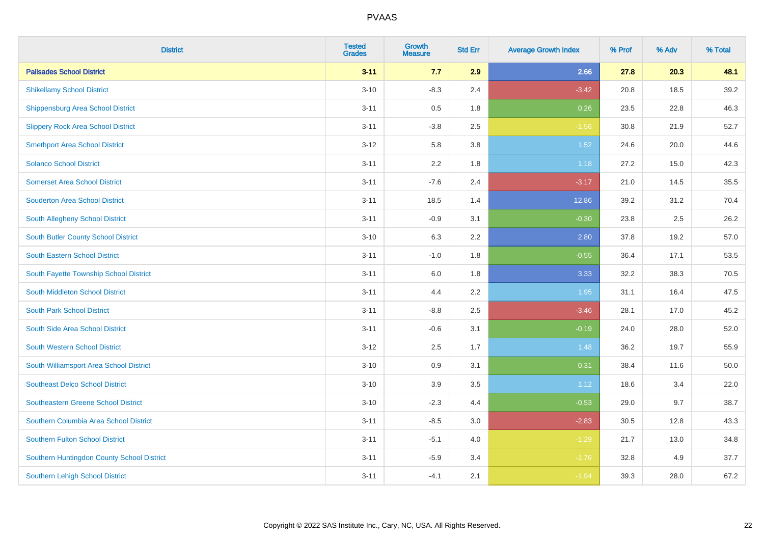# PVAAS

| District | Tested Grades | Growth Measure | Std Err | Average Growth Index | % Prof | % Adv | % Total |
|---|---|---|---|---|---|---|---|
| **Palisades School District** | **3-11** | **7.7** | **2.9** | **2.66** | **27.8** | **20.3** | **48.1** |
| Shikellamy School District | 3-10 | -8.3 | 2.4 | -3.42 | 20.8 | 18.5 | 39.2 |
| Shippensburg Area School District | 3-11 | 0.5 | 1.8 | 0.26 | 23.5 | 22.8 | 46.3 |
| Slippery Rock Area School District | 3-11 | -3.8 | 2.5 | -1.56 | 30.8 | 21.9 | 52.7 |
| Smethport Area School District | 3-12 | 5.8 | 3.8 | 1.52 | 24.6 | 20.0 | 44.6 |
| Solanco School District | 3-11 | 2.2 | 1.8 | 1.18 | 27.2 | 15.0 | 42.3 |
| Somerset Area School District | 3-11 | -7.6 | 2.4 | -3.17 | 21.0 | 14.5 | 35.5 |
| Souderton Area School District | 3-11 | 18.5 | 1.4 | 12.86 | 39.2 | 31.2 | 70.4 |
| South Allegheny School District | 3-11 | -0.9 | 3.1 | -0.30 | 23.8 | 2.5 | 26.2 |
| South Butler County School District | 3-10 | 6.3 | 2.2 | 2.80 | 37.8 | 19.2 | 57.0 |
| South Eastern School District | 3-11 | -1.0 | 1.8 | -0.55 | 36.4 | 17.1 | 53.5 |
| South Fayette Township School District | 3-11 | 6.0 | 1.8 | 3.33 | 32.2 | 38.3 | 70.5 |
| South Middleton School District | 3-11 | 4.4 | 2.2 | 1.95 | 31.1 | 16.4 | 47.5 |
| South Park School District | 3-11 | -8.8 | 2.5 | -3.46 | 28.1 | 17.0 | 45.2 |
| South Side Area School District | 3-11 | -0.6 | 3.1 | -0.19 | 24.0 | 28.0 | 52.0 |
| South Western School District | 3-12 | 2.5 | 1.7 | 1.48 | 36.2 | 19.7 | 55.9 |
| South Williamsport Area School District | 3-10 | 0.9 | 3.1 | 0.31 | 38.4 | 11.6 | 50.0 |
| Southeast Delco School District | 3-10 | 3.9 | 3.5 | 1.12 | 18.6 | 3.4 | 22.0 |
| Southeastern Greene School District | 3-10 | -2.3 | 4.4 | -0.53 | 29.0 | 9.7 | 38.7 |
| Southern Columbia Area School District | 3-11 | -8.5 | 3.0 | -2.83 | 30.5 | 12.8 | 43.3 |
| Southern Fulton School District | 3-11 | -5.1 | 4.0 | -1.29 | 21.7 | 13.0 | 34.8 |
| Southern Huntingdon County School District | 3-11 | -5.9 | 3.4 | -1.76 | 32.8 | 4.9 | 37.7 |
| Southern Lehigh School District | 3-11 | -4.1 | 2.1 | -1.94 | 39.3 | 28.0 | 67.2 |

Copyright © 2022 SAS Institute Inc., Cary, NC, USA. All Rights Reserved.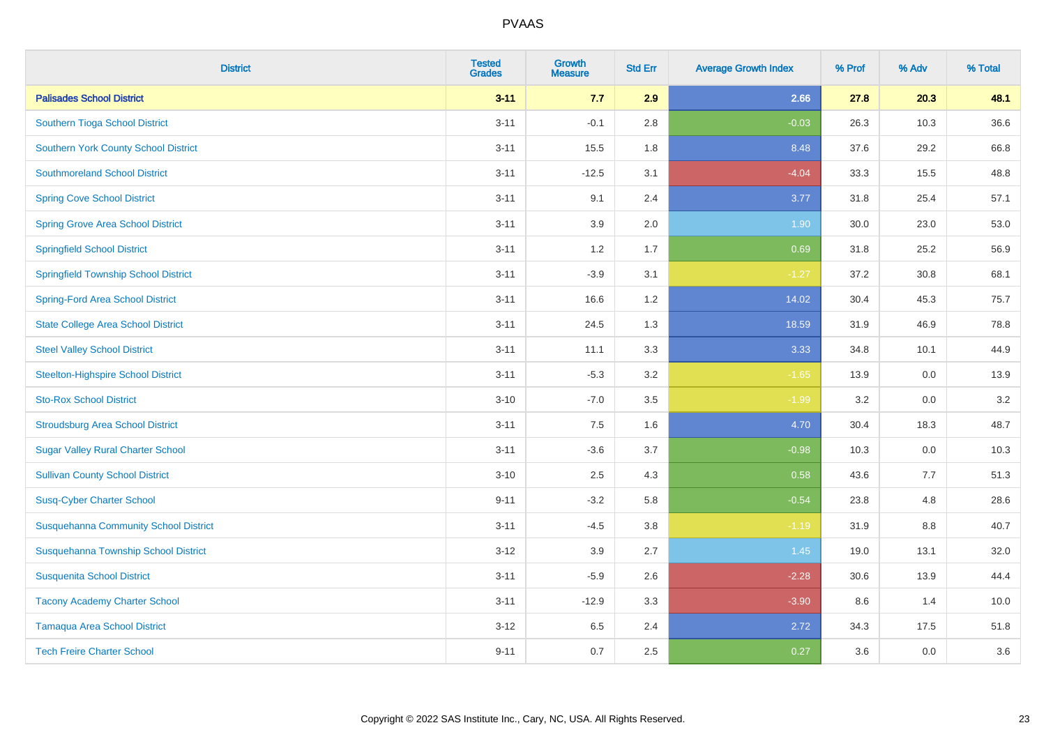# PVAAS

| District | Tested Grades | Growth Measure | Std Err | Average Growth Index | % Prof | % Adv | % Total |
|---|---|---|---|---|---|---|---|
| **Palisades School District** | **3-11** | **7.7** | **2.9** | **2.66** | **27.8** | **20.3** | **48.1** |
| Southern Tioga School District | 3-11 | -0.1 | 2.8 | -0.03 | 26.3 | 10.3 | 36.6 |
| Southern York County School District | 3-11 | 15.5 | 1.8 | 8.48 | 37.6 | 29.2 | 66.8 |
| Southmoreland School District | 3-11 | -12.5 | 3.1 | -4.04 | 33.3 | 15.5 | 48.8 |
| Spring Cove School District | 3-11 | 9.1 | 2.4 | 3.77 | 31.8 | 25.4 | 57.1 |
| Spring Grove Area School District | 3-11 | 3.9 | 2.0 | 1.90 | 30.0 | 23.0 | 53.0 |
| Springfield School District | 3-11 | 1.2 | 1.7 | 0.69 | 31.8 | 25.2 | 56.9 |
| Springfield Township School District | 3-11 | -3.9 | 3.1 | -1.27 | 37.2 | 30.8 | 68.1 |
| Spring-Ford Area School District | 3-11 | 16.6 | 1.2 | 14.02 | 30.4 | 45.3 | 75.7 |
| State College Area School District | 3-11 | 24.5 | 1.3 | 18.59 | 31.9 | 46.9 | 78.8 |
| Steel Valley School District | 3-11 | 11.1 | 3.3 | 3.33 | 34.8 | 10.1 | 44.9 |
| Steelton-Highspire School District | 3-11 | -5.3 | 3.2 | -1.65 | 13.9 | 0.0 | 13.9 |
| Sto-Rox School District | 3-10 | -7.0 | 3.5 | -1.99 | 3.2 | 0.0 | 3.2 |
| Stroudsburg Area School District | 3-11 | 7.5 | 1.6 | 4.70 | 30.4 | 18.3 | 48.7 |
| Sugar Valley Rural Charter School | 3-11 | -3.6 | 3.7 | -0.98 | 10.3 | 0.0 | 10.3 |
| Sullivan County School District | 3-10 | 2.5 | 4.3 | 0.58 | 43.6 | 7.7 | 51.3 |
| Susq-Cyber Charter School | 9-11 | -3.2 | 5.8 | -0.54 | 23.8 | 4.8 | 28.6 |
| Susquehanna Community School District | 3-11 | -4.5 | 3.8 | -1.19 | 31.9 | 8.8 | 40.7 |
| Susquehanna Township School District | 3-12 | 3.9 | 2.7 | 1.45 | 19.0 | 13.1 | 32.0 |
| Susquenita School District | 3-11 | -5.9 | 2.6 | -2.28 | 30.6 | 13.9 | 44.4 |
| Tacony Academy Charter School | 3-11 | -12.9 | 3.3 | -3.90 | 8.6 | 1.4 | 10.0 |
| Tamaqua Area School District | 3-12 | 6.5 | 2.4 | 2.72 | 34.3 | 17.5 | 51.8 |
| Tech Freire Charter School | 9-11 | 0.7 | 2.5 | 0.27 | 3.6 | 0.0 | 3.6 |

Copyright © 2022 SAS Institute Inc., Cary, NC, USA. All Rights Reserved.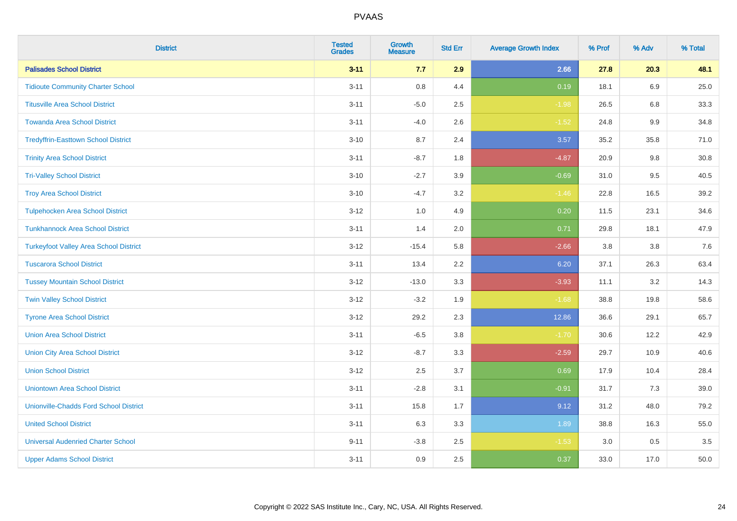# PVAAS

| District | Tested Grades | Growth Measure | Std Err | Average Growth Index | % Prof | % Adv | % Total |
|---|---|---|---|---|---|---|---|
| **Palisades School District** | **3-11** | **7.7** | **2.9** | **2.66** | **27.8** | **20.3** | **48.1** |
| Tidioute Community Charter School | 3-11 | 0.8 | 4.4 | 0.19 | 18.1 | 6.9 | 25.0 |
| Titusville Area School District | 3-11 | -5.0 | 2.5 | -1.98 | 26.5 | 6.8 | 33.3 |
| Towanda Area School District | 3-11 | -4.0 | 2.6 | -1.52 | 24.8 | 9.9 | 34.8 |
| Tredyffrin-Easttown School District | 3-10 | 8.7 | 2.4 | 3.57 | 35.2 | 35.8 | 71.0 |
| Trinity Area School District | 3-11 | -8.7 | 1.8 | -4.87 | 20.9 | 9.8 | 30.8 |
| Tri-Valley School District | 3-10 | -2.7 | 3.9 | -0.69 | 31.0 | 9.5 | 40.5 |
| Troy Area School District | 3-10 | -4.7 | 3.2 | -1.46 | 22.8 | 16.5 | 39.2 |
| Tulpehocken Area School District | 3-12 | 1.0 | 4.9 | 0.20 | 11.5 | 23.1 | 34.6 |
| Tunkhannock Area School District | 3-11 | 1.4 | 2.0 | 0.71 | 29.8 | 18.1 | 47.9 |
| Turkeyfoot Valley Area School District | 3-12 | -15.4 | 5.8 | -2.66 | 3.8 | 3.8 | 7.6 |
| Tuscarora School District | 3-11 | 13.4 | 2.2 | 6.20 | 37.1 | 26.3 | 63.4 |
| Tussey Mountain School District | 3-12 | -13.0 | 3.3 | -3.93 | 11.1 | 3.2 | 14.3 |
| Twin Valley School District | 3-12 | -3.2 | 1.9 | -1.68 | 38.8 | 19.8 | 58.6 |
| Tyrone Area School District | 3-12 | 29.2 | 2.3 | 12.86 | 36.6 | 29.1 | 65.7 |
| Union Area School District | 3-11 | -6.5 | 3.8 | -1.70 | 30.6 | 12.2 | 42.9 |
| Union City Area School District | 3-12 | -8.7 | 3.3 | -2.59 | 29.7 | 10.9 | 40.6 |
| Union School District | 3-12 | 2.5 | 3.7 | 0.69 | 17.9 | 10.4 | 28.4 |
| Uniontown Area School District | 3-11 | -2.8 | 3.1 | -0.91 | 31.7 | 7.3 | 39.0 |
| Unionville-Chadds Ford School District | 3-11 | 15.8 | 1.7 | 9.12 | 31.2 | 48.0 | 79.2 |
| United School District | 3-11 | 6.3 | 3.3 | 1.89 | 38.8 | 16.3 | 55.0 |
| Universal Audenried Charter School | 9-11 | -3.8 | 2.5 | -1.53 | 3.0 | 0.5 | 3.5 |
| Upper Adams School District | 3-11 | 0.9 | 2.5 | 0.37 | 33.0 | 17.0 | 50.0 |

Copyright © 2022 SAS Institute Inc., Cary, NC, USA. All Rights Reserved.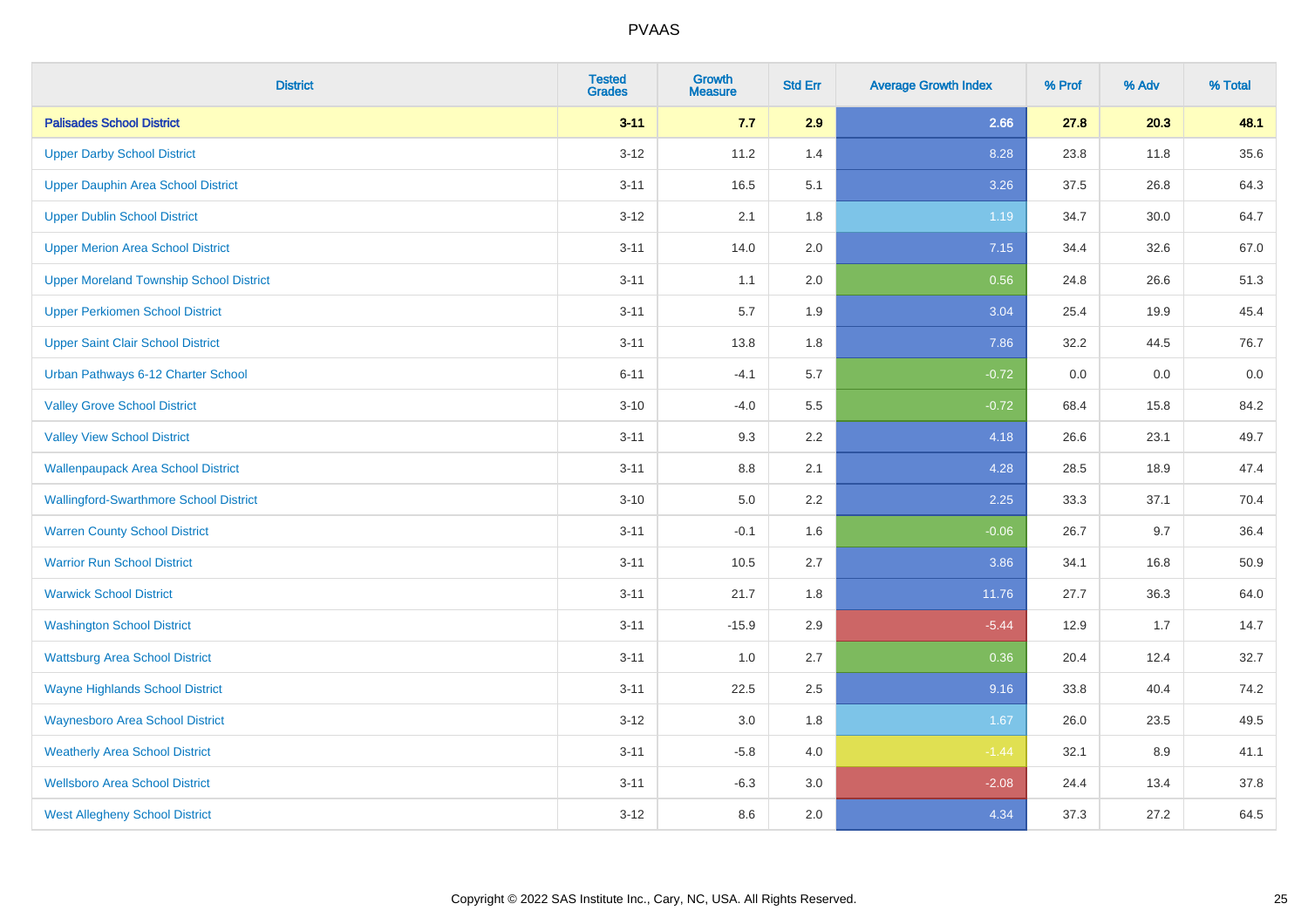# PVAAS

| District | Tested Grades | Growth Measure | Std Err | Average Growth Index | % Prof | % Adv | % Total |
|---|---|---|---|---|---|---|---|
| **Palisades School District** | **3-11** | **7.7** | **2.9** | **2.66** | **27.8** | **20.3** | **48.1** |
| Upper Darby School District | 3-12 | 11.2 | 1.4 | 8.28 | 23.8 | 11.8 | 35.6 |
| Upper Dauphin Area School District | 3-11 | 16.5 | 5.1 | 3.26 | 37.5 | 26.8 | 64.3 |
| Upper Dublin School District | 3-12 | 2.1 | 1.8 | 1.19 | 34.7 | 30.0 | 64.7 |
| Upper Merion Area School District | 3-11 | 14.0 | 2.0 | 7.15 | 34.4 | 32.6 | 67.0 |
| Upper Moreland Township School District | 3-11 | 1.1 | 2.0 | 0.56 | 24.8 | 26.6 | 51.3 |
| Upper Perkiomen School District | 3-11 | 5.7 | 1.9 | 3.04 | 25.4 | 19.9 | 45.4 |
| Upper Saint Clair School District | 3-11 | 13.8 | 1.8 | 7.86 | 32.2 | 44.5 | 76.7 |
| Urban Pathways 6-12 Charter School | 6-11 | -4.1 | 5.7 | -0.72 | 0.0 | 0.0 | 0.0 |
| Valley Grove School District | 3-10 | -4.0 | 5.5 | -0.72 | 68.4 | 15.8 | 84.2 |
| Valley View School District | 3-11 | 9.3 | 2.2 | 4.18 | 26.6 | 23.1 | 49.7 |
| Wallenpaupack Area School District | 3-11 | 8.8 | 2.1 | 4.28 | 28.5 | 18.9 | 47.4 |
| Wallingford-Swarthmore School District | 3-10 | 5.0 | 2.2 | 2.25 | 33.3 | 37.1 | 70.4 |
| Warren County School District | 3-11 | -0.1 | 1.6 | -0.06 | 26.7 | 9.7 | 36.4 |
| Warrior Run School District | 3-11 | 10.5 | 2.7 | 3.86 | 34.1 | 16.8 | 50.9 |
| Warwick School District | 3-11 | 21.7 | 1.8 | 11.76 | 27.7 | 36.3 | 64.0 |
| Washington School District | 3-11 | -15.9 | 2.9 | -5.44 | 12.9 | 1.7 | 14.7 |
| Wattsburg Area School District | 3-11 | 1.0 | 2.7 | 0.36 | 20.4 | 12.4 | 32.7 |
| Wayne Highlands School District | 3-11 | 22.5 | 2.5 | 9.16 | 33.8 | 40.4 | 74.2 |
| Waynesboro Area School District | 3-12 | 3.0 | 1.8 | 1.67 | 26.0 | 23.5 | 49.5 |
| Weatherly Area School District | 3-11 | -5.8 | 4.0 | -1.44 | 32.1 | 8.9 | 41.1 |
| Wellsboro Area School District | 3-11 | -6.3 | 3.0 | -2.08 | 24.4 | 13.4 | 37.8 |
| West Allegheny School District | 3-12 | 8.6 | 2.0 | 4.34 | 37.3 | 27.2 | 64.5 |

Copyright © 2022 SAS Institute Inc., Cary, NC, USA. All Rights Reserved.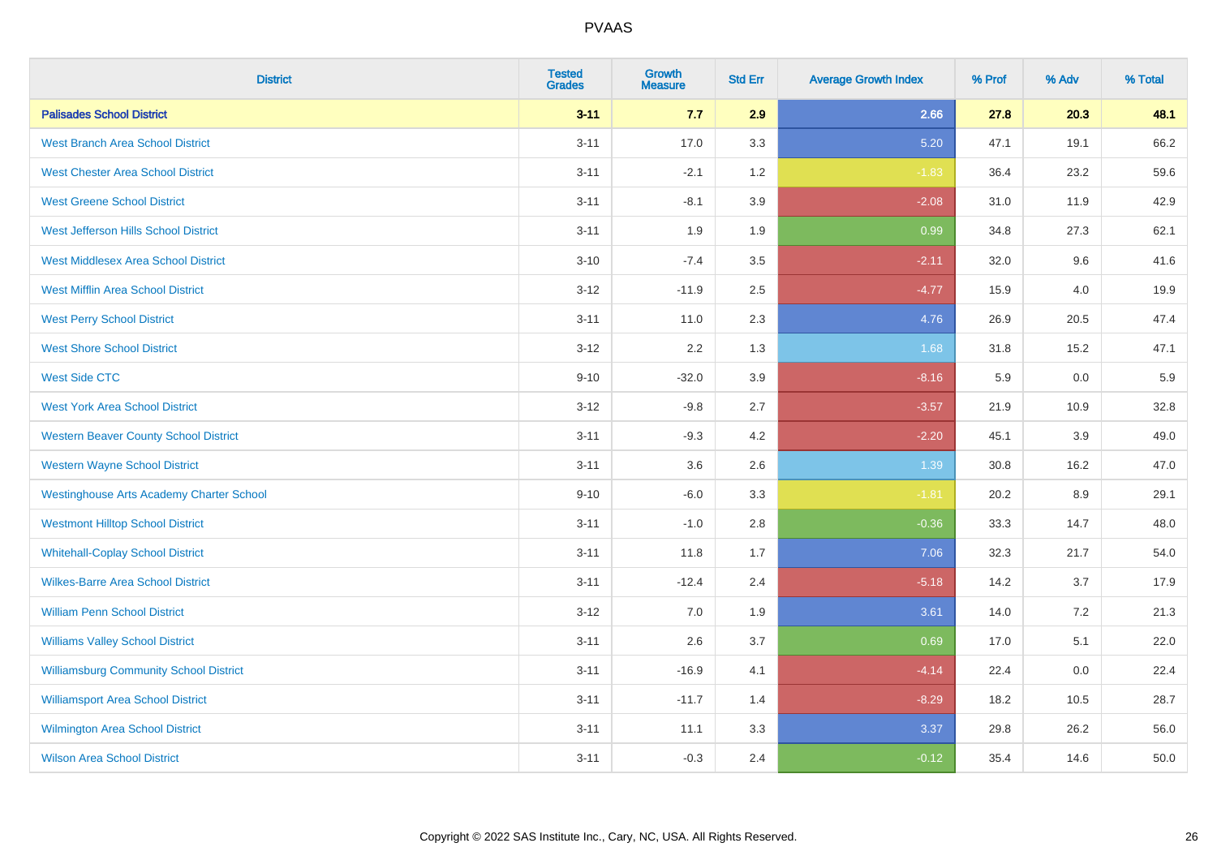# PVAAS

| District | Tested Grades | Growth Measure | Std Err | Average Growth Index | % Prof | % Adv | % Total |
|---|---|---|---|---|---|---|---|
| **Palisades School District** | **3-11** | **7.7** | **2.9** | **2.66** | **27.8** | **20.3** | **48.1** |
| West Branch Area School District | 3-11 | 17.0 | 3.3 | 5.20 | 47.1 | 19.1 | 66.2 |
| West Chester Area School District | 3-11 | -2.1 | 1.2 | -1.83 | 36.4 | 23.2 | 59.6 |
| West Greene School District | 3-11 | -8.1 | 3.9 | -2.08 | 31.0 | 11.9 | 42.9 |
| West Jefferson Hills School District | 3-11 | 1.9 | 1.9 | 0.99 | 34.8 | 27.3 | 62.1 |
| West Middlesex Area School District | 3-10 | -7.4 | 3.5 | -2.11 | 32.0 | 9.6 | 41.6 |
| West Mifflin Area School District | 3-12 | -11.9 | 2.5 | -4.77 | 15.9 | 4.0 | 19.9 |
| West Perry School District | 3-11 | 11.0 | 2.3 | 4.76 | 26.9 | 20.5 | 47.4 |
| West Shore School District | 3-12 | 2.2 | 1.3 | 1.68 | 31.8 | 15.2 | 47.1 |
| West Side CTC | 9-10 | -32.0 | 3.9 | -8.16 | 5.9 | 0.0 | 5.9 |
| West York Area School District | 3-12 | -9.8 | 2.7 | -3.57 | 21.9 | 10.9 | 32.8 |
| Western Beaver County School District | 3-11 | -9.3 | 4.2 | -2.20 | 45.1 | 3.9 | 49.0 |
| Western Wayne School District | 3-11 | 3.6 | 2.6 | 1.39 | 30.8 | 16.2 | 47.0 |
| Westinghouse Arts Academy Charter School | 9-10 | -6.0 | 3.3 | -1.81 | 20.2 | 8.9 | 29.1 |
| Westmont Hilltop School District | 3-11 | -1.0 | 2.8 | -0.36 | 33.3 | 14.7 | 48.0 |
| Whitehall-Coplay School District | 3-11 | 11.8 | 1.7 | 7.06 | 32.3 | 21.7 | 54.0 |
| Wilkes-Barre Area School District | 3-11 | -12.4 | 2.4 | -5.18 | 14.2 | 3.7 | 17.9 |
| William Penn School District | 3-12 | 7.0 | 1.9 | 3.61 | 14.0 | 7.2 | 21.3 |
| Williams Valley School District | 3-11 | 2.6 | 3.7 | 0.69 | 17.0 | 5.1 | 22.0 |
| Williamsburg Community School District | 3-11 | -16.9 | 4.1 | -4.14 | 22.4 | 0.0 | 22.4 |
| Williamsport Area School District | 3-11 | -11.7 | 1.4 | -8.29 | 18.2 | 10.5 | 28.7 |
| Wilmington Area School District | 3-11 | 11.1 | 3.3 | 3.37 | 29.8 | 26.2 | 56.0 |
| Wilson Area School District | 3-11 | -0.3 | 2.4 | -0.12 | 35.4 | 14.6 | 50.0 |

Copyright © 2022 SAS Institute Inc., Cary, NC, USA. All Rights Reserved.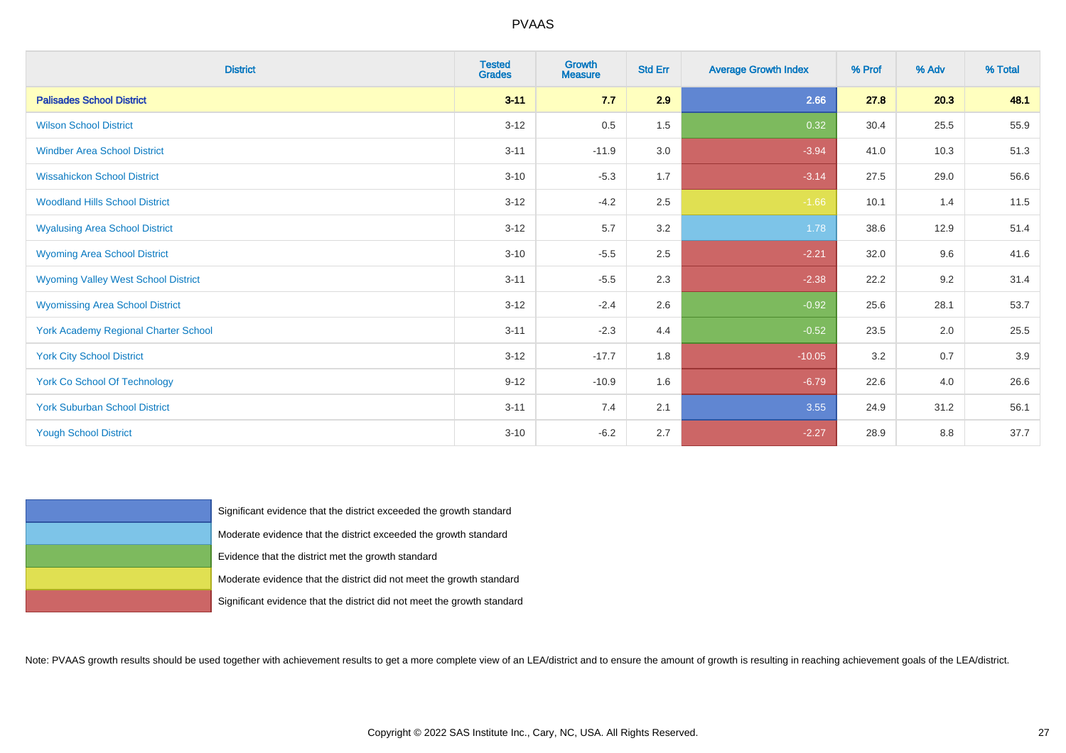# PVAAS

| District | Tested Grades | Growth Measure | Std Err | Average Growth Index | % Prof | % Adv | % Total |
|---|---|---|---|---|---|---|---|
| **Palisades School District** | **3-11** | **7.7** | **2.9** | **2.66** | **27.8** | **20.3** | **48.1** |
| Wilson School District | 3-12 | 0.5 | 1.5 | 0.32 | 30.4 | 25.5 | 55.9 |
| Windber Area School District | 3-11 | -11.9 | 3.0 | -3.94 | 41.0 | 10.3 | 51.3 |
| Wissahickon School District | 3-10 | -5.3 | 1.7 | -3.14 | 27.5 | 29.0 | 56.6 |
| Woodland Hills School District | 3-12 | -4.2 | 2.5 | -1.66 | 10.1 | 1.4 | 11.5 |
| Wyalusing Area School District | 3-12 | 5.7 | 3.2 | 1.78 | 38.6 | 12.9 | 51.4 |
| Wyoming Area School District | 3-10 | -5.5 | 2.5 | -2.21 | 32.0 | 9.6 | 41.6 |
| Wyoming Valley West School District | 3-11 | -5.5 | 2.3 | -2.38 | 22.2 | 9.2 | 31.4 |
| Wyomissing Area School District | 3-12 | -2.4 | 2.6 | -0.92 | 25.6 | 28.1 | 53.7 |
| York Academy Regional Charter School | 3-11 | -2.3 | 4.4 | -0.52 | 23.5 | 2.0 | 25.5 |
| York City School District | 3-12 | -17.7 | 1.8 | -10.05 | 3.2 | 0.7 | 3.9 |
| York Co School Of Technology | 9-12 | -10.9 | 1.6 | -6.79 | 22.6 | 4.0 | 26.6 |
| York Suburban School District | 3-11 | 7.4 | 2.1 | 3.55 | 24.9 | 31.2 | 56.1 |
| Yough School District | 3-10 | -6.2 | 2.7 | -2.27 | 28.9 | 8.8 | 37.7 |

- Significant evidence that the district exceeded the growth standard
- Moderate evidence that the district exceeded the growth standard
- Evidence that the district met the growth standard
- Moderate evidence that the district did not meet the growth standard
- Significant evidence that the district did not meet the growth standard

Note: PVAAS growth results should be used together with achievement results to get a more complete view of an LEA/district and to ensure the amount of growth is resulting in reaching achievement goals of the LEA/district.

Copyright © 2022 SAS Institute Inc., Cary, NC, USA. All Rights Reserved.